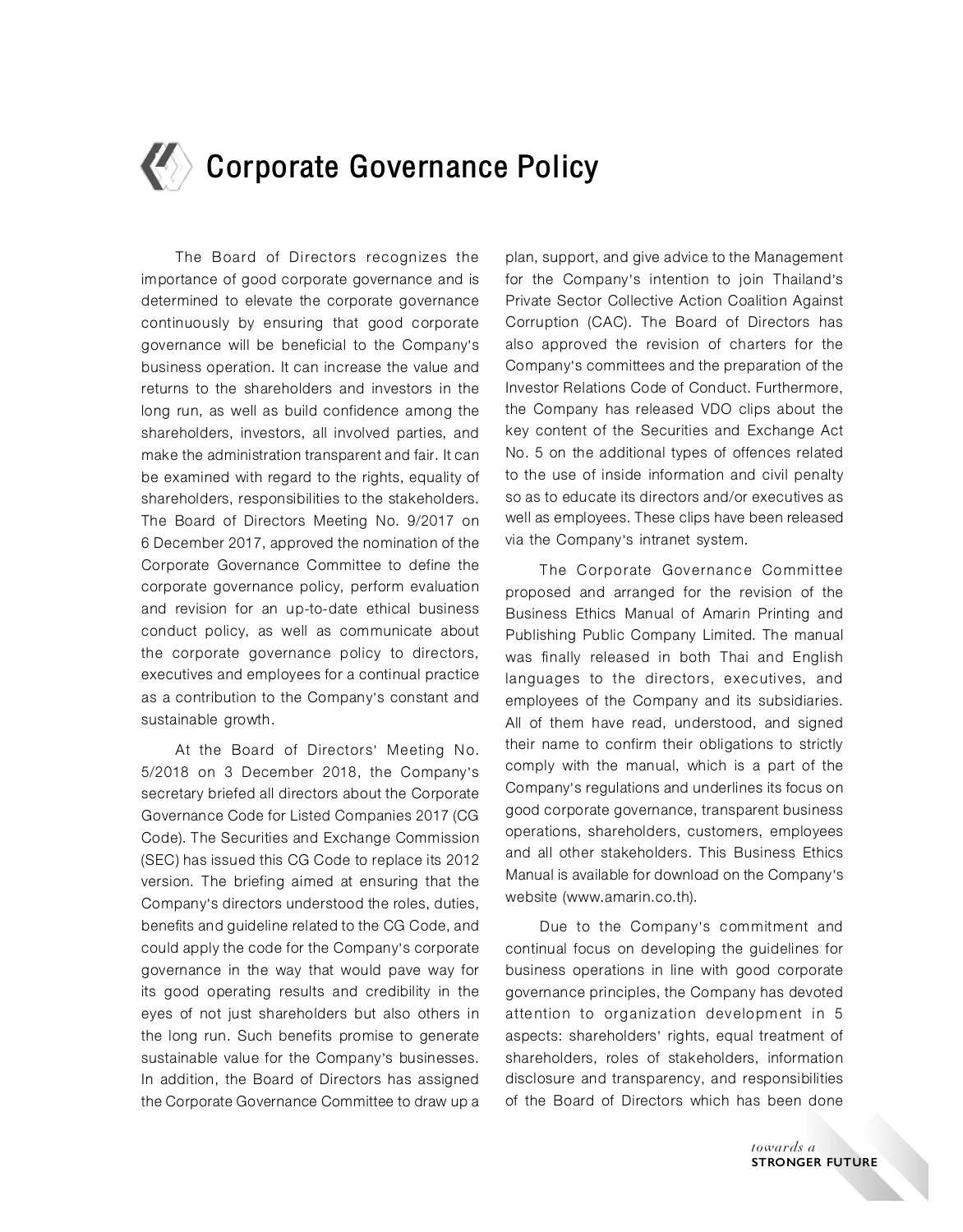# Corporate Governance Policy

The Board of Directors recognizes the importance of good corporate governance and is determined to elevate the corporate governance continuously by ensuring that good corporate governance will be beneficial to the Company's business operation. It can increase the value and returns to the shareholders and investors in the long run, as well as build confidence among the shareholders, investors, all involved parties, and make the administration transparent and fair. It can be examined with regard to the rights, equality of shareholders, responsibilities to the stakeholders. The Board of Directors Meeting No. 9/2017 on 6 December 2017, approved the nomination of the Corporate Governance Committee to define the corporate governance policy, perform evaluation and revision for an up-to-date ethical business conduct policy, as well as communicate about the corporate governance policy to directors, executives and employees for a continual practice as a contribution to the Company's constant and sustainable growth.

At the Board of Directors' Meeting No. 5/2018 on 3 December 2018, the Company's secretary briefed all directors about the Corporate Governance Code for Listed Companies 2017 (CG Code). The Securities and Exchange Commission (SEC) has issued this CG Code to replace its 2012 version. The briefing aimed at ensuring that the Company's directors understood the roles, duties, benefits and guideline related to the CG Code, and could apply the code for the Company's corporate governance in the way that would pave way for its good operating results and credibility in the eyes of not just shareholders but also others in the long run. Such benefits promise to generate sustainable value for the Company's businesses. In addition, the Board of Directors has assigned the Corporate Governance Committee to draw up a plan, support, and give advice to the Management for the Company's intention to join Thailand's Private Sector Collective Action Coalition Against Corruption (CAC). The Board of Directors has also approved the revision of charters for the Company's committees and the preparation of the Investor Relations Code of Conduct. Furthermore, the Company has released VDO clips about the key content of the Securities and Exchange Act No. 5 on the additional types of offences related to the use of inside information and civil penalty so as to educate its directors and/or executives as well as employees. These clips have been released via the Company's intranet system.

The Corporate Governance Committee proposed and arranged for the revision of the Business Ethics Manual of Amarin Printing and Publishing Public Company Limited. The manual was finally released in both Thai and English languages to the directors, executives, and employees of the Company and its subsidiaries. All of them have read, understood, and signed their name to confirm their obligations to strictly comply with the manual, which is a part of the Company's regulations and underlines its focus on good corporate governance, transparent business operations, shareholders, customers, employees and all other stakeholders. This Business Ethics Manual is available for download on the Company's website (www.amarin.co.th).

Due to the Company's commitment and continual focus on developing the guidelines for business operations in line with good corporate governance principles, the Company has devoted attention to organization development in 5 aspects: shareholders' rights, equal treatment of shareholders, roles of stakeholders, information disclosure and transparency, and responsibilities of the Board of Directors which has been done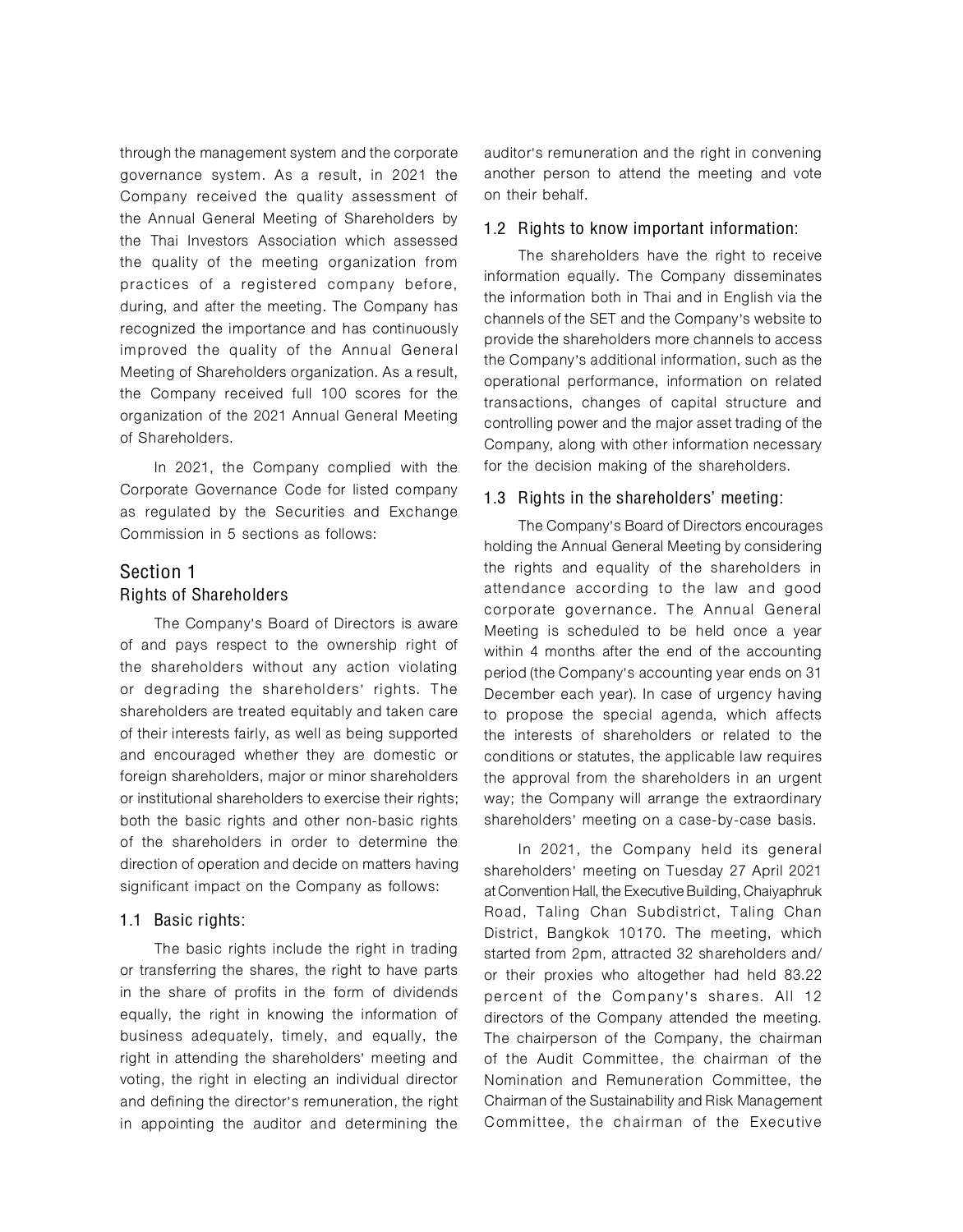through the management system and the corporate governance system. As a result, in 2021 the Company received the quality assessment of the Annual General Meeting of Shareholders by the Thai Investors Association which assessed the quality of the meeting organization from practices of a registered company before, during, and after the meeting. The Company has recognized the importance and has continuously improved the quality of the Annual General Meeting of Shareholders organization. As a result, the Company received full 100 scores for the organization of the 2021 Annual General Meeting of Shareholders.

In 2021, the Company complied with the Corporate Governance Code for listed company as regulated by the Securities and Exchange Commission in 5 sections as follows:

## Section 1
### Rights of Shareholders

The Company's Board of Directors is aware of and pays respect to the ownership right of the shareholders without any action violating or degrading the shareholders' rights. The shareholders are treated equitably and taken care of their interests fairly, as well as being supported and encouraged whether they are domestic or foreign shareholders, major or minor shareholders or institutional shareholders to exercise their rights; both the basic rights and other non-basic rights of the shareholders in order to determine the direction of operation and decide on matters having significant impact on the Company as follows:

#### 1.1 Basic rights:

The basic rights include the right in trading or transferring the shares, the right to have parts in the share of profits in the form of dividends equally, the right in knowing the information of business adequately, timely, and equally, the right in attending the shareholders' meeting and voting, the right in electing an individual director and defining the director's remuneration, the right in appointing the auditor and determining the auditor's remuneration and the right in convening another person to attend the meeting and vote on their behalf.

#### 1.2 Rights to know important information:

The shareholders have the right to receive information equally. The Company disseminates the information both in Thai and in English via the channels of the SET and the Company's website to provide the shareholders more channels to access the Company's additional information, such as the operational performance, information on related transactions, changes of capital structure and controlling power and the major asset trading of the Company, along with other information necessary for the decision making of the shareholders.

#### 1.3 Rights in the shareholders' meeting:

The Company's Board of Directors encourages holding the Annual General Meeting by considering the rights and equality of the shareholders in attendance according to the law and good corporate governance. The Annual General Meeting is scheduled to be held once a year within 4 months after the end of the accounting period (the Company's accounting year ends on 31 December each year). In case of urgency having to propose the special agenda, which affects the interests of shareholders or related to the conditions or statutes, the applicable law requires the approval from the shareholders in an urgent way; the Company will arrange the extraordinary shareholders' meeting on a case-by-case basis.

In 2021, the Company held its general shareholders' meeting on Tuesday 27 April 2021 at Convention Hall, the Executive Building, Chaiyaphruk Road, Taling Chan Subdistrict, Taling Chan District, Bangkok 10170. The meeting, which started from 2pm, attracted 32 shareholders and/or their proxies who altogether had held 83.22 percent of the Company's shares. All 12 directors of the Company attended the meeting. The chairperson of the Company, the chairman of the Audit Committee, the chairman of the Nomination and Remuneration Committee, the Chairman of the Sustainability and Risk Management Committee, the chairman of the Executive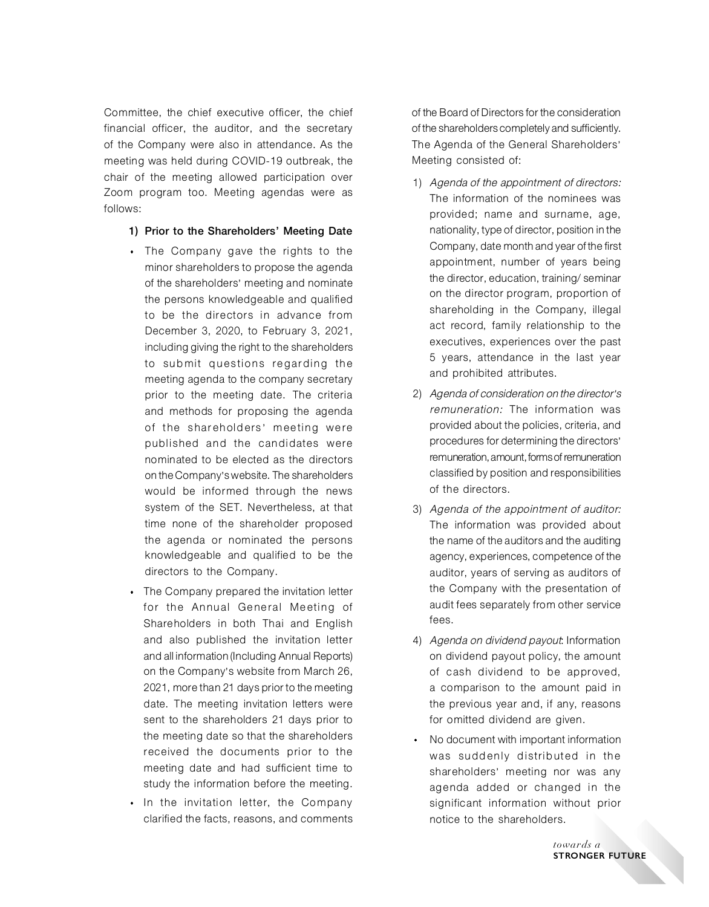Committee, the chief executive officer, the chief financial officer, the auditor, and the secretary of the Company were also in attendance. As the meeting was held during COVID-19 outbreak, the chair of the meeting allowed participation over Zoom program too. Meeting agendas were as follows:

**1) Prior to the Shareholders' Meeting Date**

- The Company gave the rights to the minor shareholders to propose the agenda of the shareholders' meeting and nominate the persons knowledgeable and qualified to be the directors in advance from December 3, 2020, to February 3, 2021, including giving the right to the shareholders to submit questions regarding the meeting agenda to the company secretary prior to the meeting date. The criteria and methods for proposing the agenda of the shareholders' meeting were published and the candidates were nominated to be elected as the directors on the Company's website. The shareholders would be informed through the news system of the SET. Nevertheless, at that time none of the shareholder proposed the agenda or nominated the persons knowledgeable and qualified to be the directors to the Company.
- The Company prepared the invitation letter for the Annual General Meeting of Shareholders in both Thai and English and also published the invitation letter and all information (Including Annual Reports) on the Company's website from March 26, 2021, more than 21 days prior to the meeting date. The meeting invitation letters were sent to the shareholders 21 days prior to the meeting date so that the shareholders received the documents prior to the meeting date and had sufficient time to study the information before the meeting.
- In the invitation letter, the Company clarified the facts, reasons, and comments of the Board of Directors for the consideration of the shareholders completely and sufficiently. The Agenda of the General Shareholders' Meeting consisted of:
  1) *Agenda of the appointment of directors:* The information of the nominees was provided; name and surname, age, nationality, type of director, position in the Company, date month and year of the first appointment, number of years being the director, education, training/ seminar on the director program, proportion of shareholding in the Company, illegal act record, family relationship to the executives, experiences over the past 5 years, attendance in the last year and prohibited attributes.
  2) *Agenda of consideration on the director's remuneration:* The information was provided about the policies, criteria, and procedures for determining the directors' remuneration, amount, forms of remuneration classified by position and responsibilities of the directors.
  3) *Agenda of the appointment of auditor:* The information was provided about the name of the auditors and the auditing agency, experiences, competence of the auditor, years of serving as auditors of the Company with the presentation of audit fees separately from other service fees.
  4) *Agenda on dividend payout*: Information on dividend payout policy, the amount of cash dividend to be approved, a comparison to the amount paid in the previous year and, if any, reasons for omitted dividend are given.
- No document with important information was suddenly distributed in the shareholders' meeting nor was any agenda added or changed in the significant information without prior notice to the shareholders.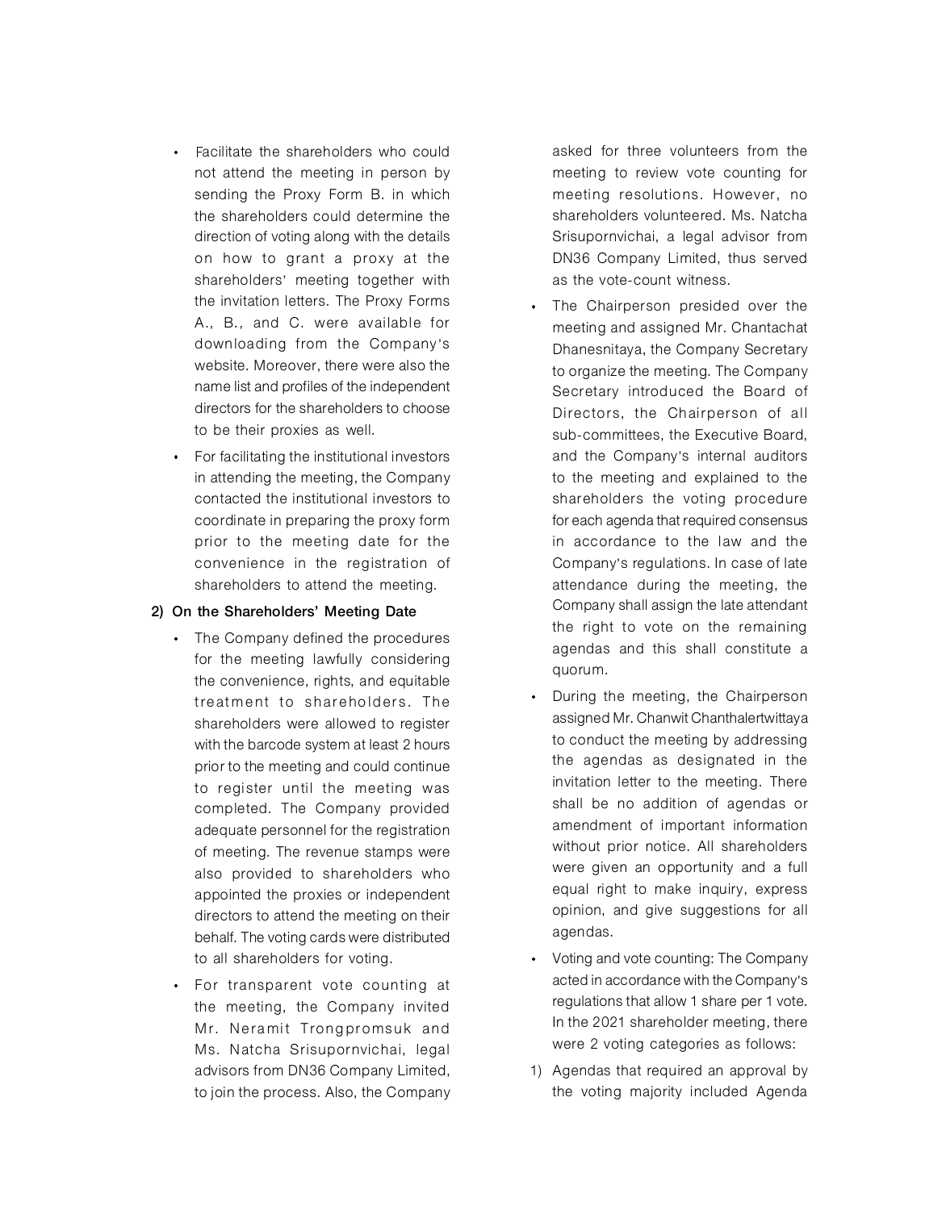- Facilitate the shareholders who could not attend the meeting in person by sending the Proxy Form B. in which the shareholders could determine the direction of voting along with the details on how to grant a proxy at the shareholders' meeting together with the invitation letters. The Proxy Forms A., B., and C. were available for downloading from the Company's website. Moreover, there were also the name list and profiles of the independent directors for the shareholders to choose to be their proxies as well.
- For facilitating the institutional investors in attending the meeting, the Company contacted the institutional investors to coordinate in preparing the proxy form prior to the meeting date for the convenience in the registration of shareholders to attend the meeting.

**2) On the Shareholders' Meeting Date**

- The Company defined the procedures for the meeting lawfully considering the convenience, rights, and equitable treatment to shareholders. The shareholders were allowed to register with the barcode system at least 2 hours prior to the meeting and could continue to register until the meeting was completed. The Company provided adequate personnel for the registration of meeting. The revenue stamps were also provided to shareholders who appointed the proxies or independent directors to attend the meeting on their behalf. The voting cards were distributed to all shareholders for voting.
- For transparent vote counting at the meeting, the Company invited Mr. Neramit Trongpromsuk and Ms. Natcha Srisupornvichai, legal advisors from DN36 Company Limited, to join the process. Also, the Company asked for three volunteers from the meeting to review vote counting for meeting resolutions. However, no shareholders volunteered. Ms. Natcha Srisupornvichai, a legal advisor from DN36 Company Limited, thus served as the vote-count witness.
- The Chairperson presided over the meeting and assigned Mr. Chantachat Dhanesnitaya, the Company Secretary to organize the meeting. The Company Secretary introduced the Board of Directors, the Chairperson of all sub-committees, the Executive Board, and the Company's internal auditors to the meeting and explained to the shareholders the voting procedure for each agenda that required consensus in accordance to the law and the Company's regulations. In case of late attendance during the meeting, the Company shall assign the late attendant the right to vote on the remaining agendas and this shall constitute a quorum.
- During the meeting, the Chairperson assigned Mr. Chanwit Chanthalertwittaya to conduct the meeting by addressing the agendas as designated in the invitation letter to the meeting. There shall be no addition of agendas or amendment of important information without prior notice. All shareholders were given an opportunity and a full equal right to make inquiry, express opinion, and give suggestions for all agendas.
- Voting and vote counting: The Company acted in accordance with the Company's regulations that allow 1 share per 1 vote. In the 2021 shareholder meeting, there were 2 voting categories as follows:

1) Agendas that required an approval by the voting majority included Agenda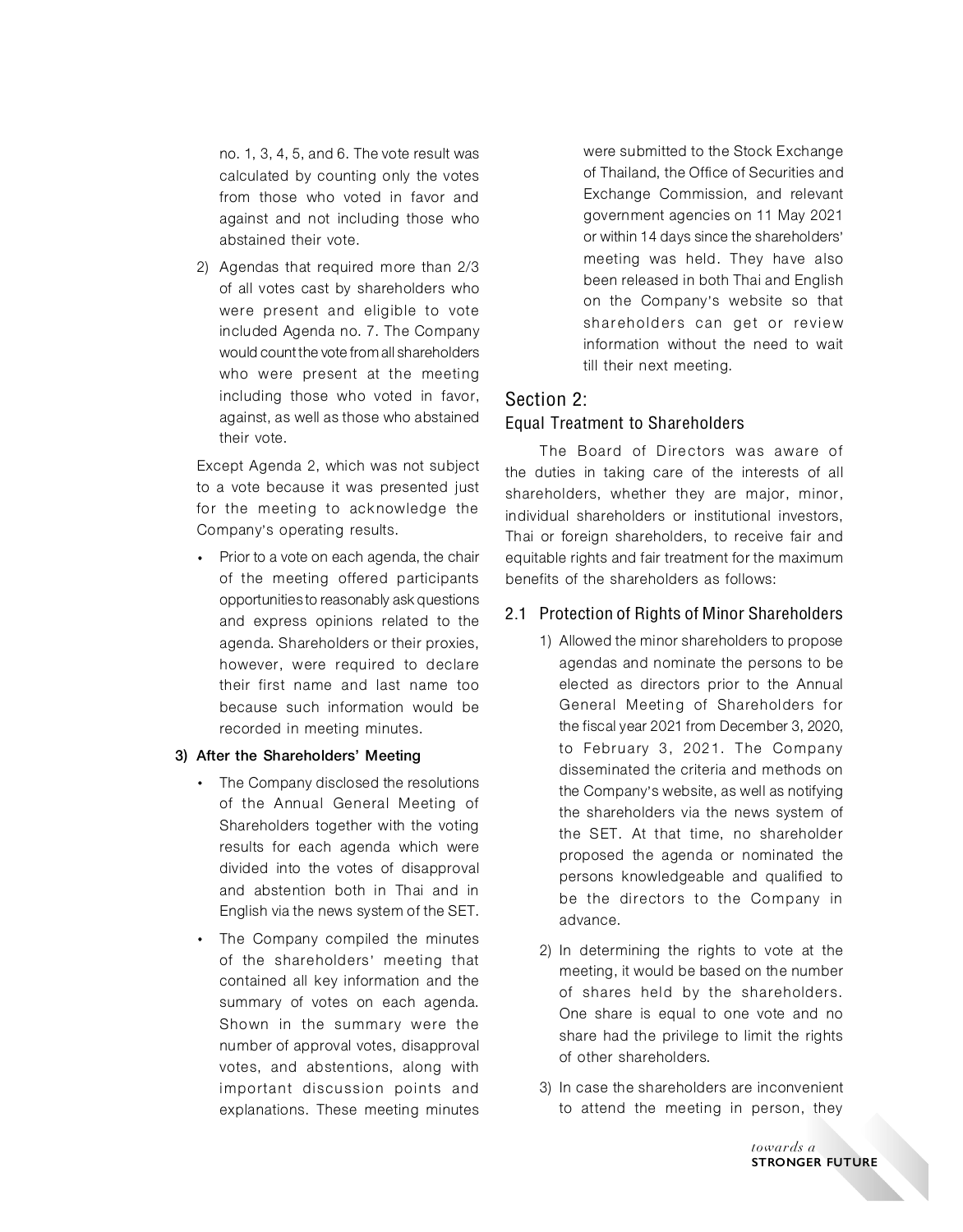no. 1, 3, 4, 5, and 6. The vote result was calculated by counting only the votes from those who voted in favor and against and not including those who abstained their vote.

2) Agendas that required more than 2/3 of all votes cast by shareholders who were present and eligible to vote included Agenda no. 7. The Company would count the vote from all shareholders who were present at the meeting including those who voted in favor, against, as well as those who abstained their vote.

Except Agenda 2, which was not subject to a vote because it was presented just for the meeting to acknowledge the Company's operating results.

- Prior to a vote on each agenda, the chair of the meeting offered participants opportunities to reasonably ask questions and express opinions related to the agenda. Shareholders or their proxies, however, were required to declare their first name and last name too because such information would be recorded in meeting minutes.

**3) After the Shareholders' Meeting**

- The Company disclosed the resolutions of the Annual General Meeting of Shareholders together with the voting results for each agenda which were divided into the votes of disapproval and abstention both in Thai and in English via the news system of the SET.
- The Company compiled the minutes of the shareholders' meeting that contained all key information and the summary of votes on each agenda. Shown in the summary were the number of approval votes, disapproval votes, and abstentions, along with important discussion points and explanations. These meeting minutes were submitted to the Stock Exchange of Thailand, the Office of Securities and Exchange Commission, and relevant government agencies on 11 May 2021 or within 14 days since the shareholders' meeting was held. They have also been released in both Thai and English on the Company's website so that shareholders can get or review information without the need to wait till their next meeting.

## Section 2:
## Equal Treatment to Shareholders

The Board of Directors was aware of the duties in taking care of the interests of all shareholders, whether they are major, minor, individual shareholders or institutional investors, Thai or foreign shareholders, to receive fair and equitable rights and fair treatment for the maximum benefits of the shareholders as follows:

### 2.1 Protection of Rights of Minor Shareholders

1) Allowed the minor shareholders to propose agendas and nominate the persons to be elected as directors prior to the Annual General Meeting of Shareholders for the fiscal year 2021 from December 3, 2020, to February 3, 2021. The Company disseminated the criteria and methods on the Company's website, as well as notifying the shareholders via the news system of the SET. At that time, no shareholder proposed the agenda or nominated the persons knowledgeable and qualified to be the directors to the Company in advance.

2) In determining the rights to vote at the meeting, it would be based on the number of shares held by the shareholders. One share is equal to one vote and no share had the privilege to limit the rights of other shareholders.

3) In case the shareholders are inconvenient to attend the meeting in person, they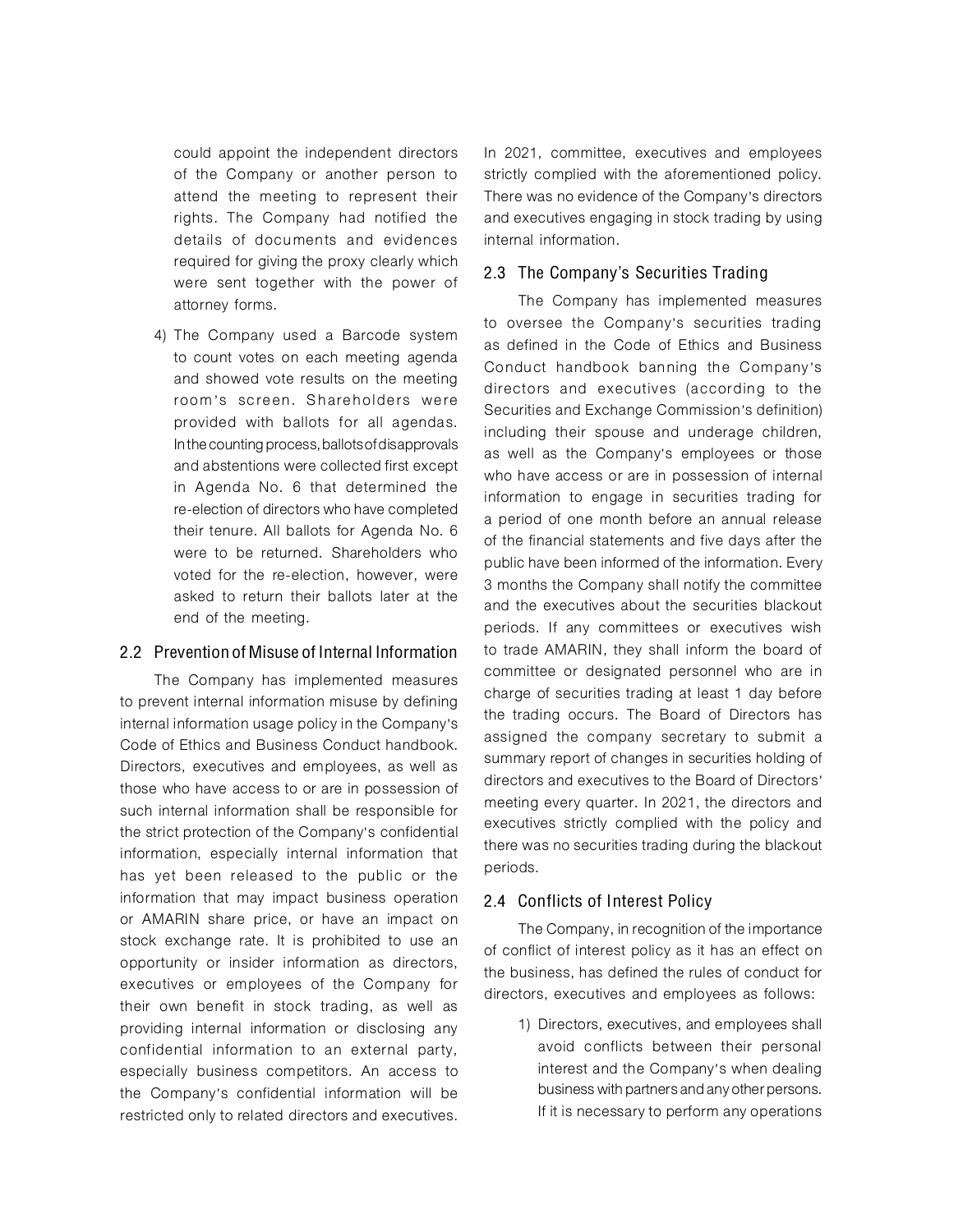could appoint the independent directors of the Company or another person to attend the meeting to represent their rights. The Company had notified the details of documents and evidences required for giving the proxy clearly which were sent together with the power of attorney forms.

4) The Company used a Barcode system to count votes on each meeting agenda and showed vote results on the meeting room's screen. Shareholders were provided with ballots for all agendas. In the counting process, ballots of disapprovals and abstentions were collected first except in Agenda No. 6 that determined the re-election of directors who have completed their tenure. All ballots for Agenda No. 6 were to be returned. Shareholders who voted for the re-election, however, were asked to return their ballots later at the end of the meeting.

## 2.2 Prevention of Misuse of Internal Information

The Company has implemented measures to prevent internal information misuse by defining internal information usage policy in the Company's Code of Ethics and Business Conduct handbook. Directors, executives and employees, as well as those who have access to or are in possession of such internal information shall be responsible for the strict protection of the Company's confidential information, especially internal information that has yet been released to the public or the information that may impact business operation or AMARIN share price, or have an impact on stock exchange rate. It is prohibited to use an opportunity or insider information as directors, executives or employees of the Company for their own benefit in stock trading, as well as providing internal information or disclosing any confidential information to an external party, especially business competitors. An access to the Company's confidential information will be restricted only to related directors and executives. In 2021, committee, executives and employees strictly complied with the aforementioned policy. There was no evidence of the Company's directors and executives engaging in stock trading by using internal information.

## 2.3 The Company's Securities Trading

The Company has implemented measures to oversee the Company's securities trading as defined in the Code of Ethics and Business Conduct handbook banning the Company's directors and executives (according to the Securities and Exchange Commission's definition) including their spouse and underage children, as well as the Company's employees or those who have access or are in possession of internal information to engage in securities trading for a period of one month before an annual release of the financial statements and five days after the public have been informed of the information. Every 3 months the Company shall notify the committee and the executives about the securities blackout periods. If any committees or executives wish to trade AMARIN, they shall inform the board of committee or designated personnel who are in charge of securities trading at least 1 day before the trading occurs. The Board of Directors has assigned the company secretary to submit a summary report of changes in securities holding of directors and executives to the Board of Directors' meeting every quarter. In 2021, the directors and executives strictly complied with the policy and there was no securities trading during the blackout periods.

## 2.4 Conflicts of Interest Policy

The Company, in recognition of the importance of conflict of interest policy as it has an effect on the business, has defined the rules of conduct for directors, executives and employees as follows:

1) Directors, executives, and employees shall avoid conflicts between their personal interest and the Company's when dealing business with partners and any other persons. If it is necessary to perform any operations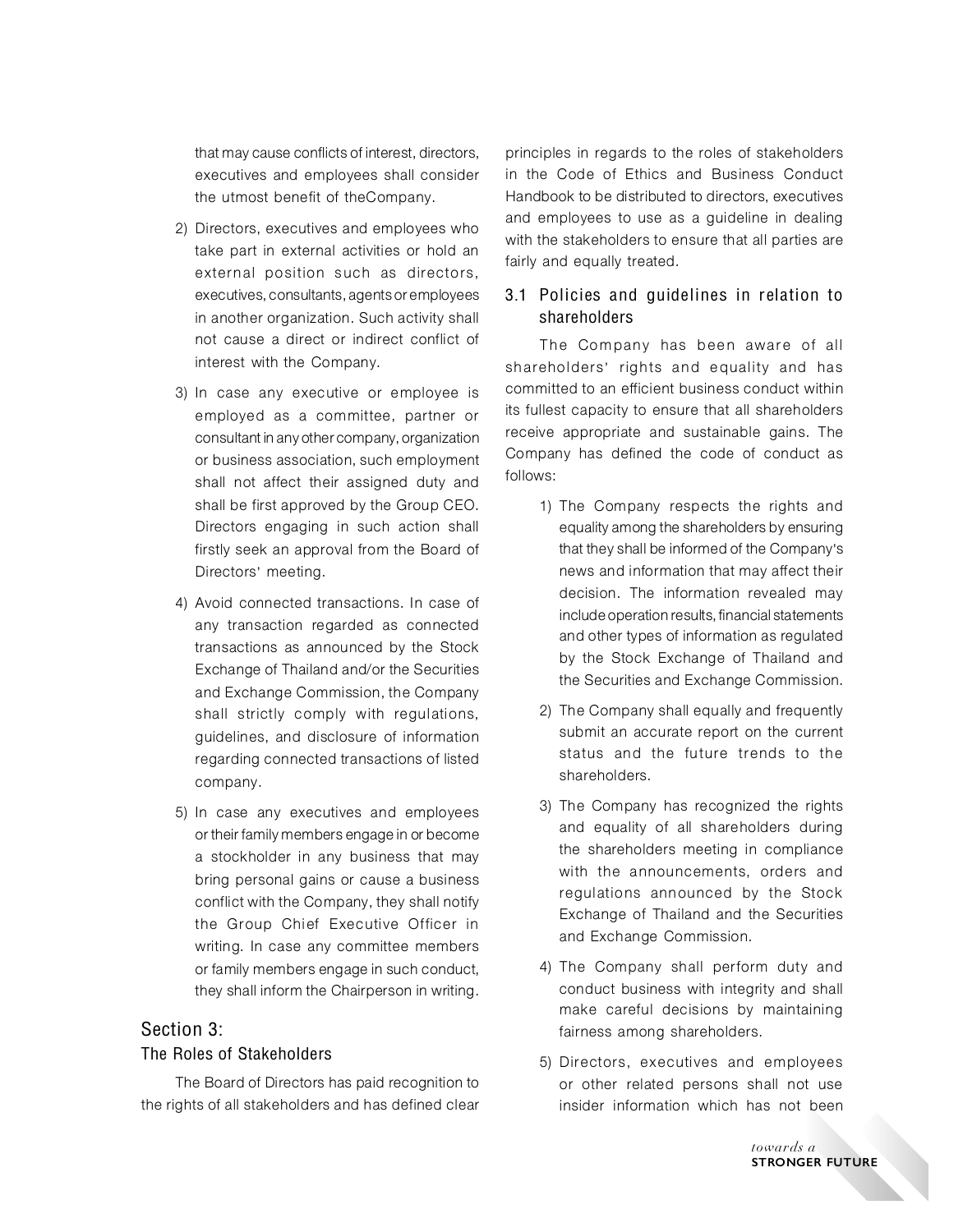that may cause conflicts of interest, directors, executives and employees shall consider the utmost benefit of theCompany.

2) Directors, executives and employees who take part in external activities or hold an external position such as directors, executives, consultants, agents or employees in another organization. Such activity shall not cause a direct or indirect conflict of interest with the Company.

3) In case any executive or employee is employed as a committee, partner or consultant in any other company, organization or business association, such employment shall not affect their assigned duty and shall be first approved by the Group CEO. Directors engaging in such action shall firstly seek an approval from the Board of Directors' meeting.

4) Avoid connected transactions. In case of any transaction regarded as connected transactions as announced by the Stock Exchange of Thailand and/or the Securities and Exchange Commission, the Company shall strictly comply with regulations, guidelines, and disclosure of information regarding connected transactions of listed company.

5) In case any executives and employees or their family members engage in or become a stockholder in any business that may bring personal gains or cause a business conflict with the Company, they shall notify the Group Chief Executive Officer in writing. In case any committee members or family members engage in such conduct, they shall inform the Chairperson in writing.

## Section 3: The Roles of Stakeholders

The Board of Directors has paid recognition to the rights of all stakeholders and has defined clear principles in regards to the roles of stakeholders in the Code of Ethics and Business Conduct Handbook to be distributed to directors, executives and employees to use as a guideline in dealing with the stakeholders to ensure that all parties are fairly and equally treated.

### 3.1 Policies and guidelines in relation to shareholders

The Company has been aware of all shareholders' rights and equality and has committed to an efficient business conduct within its fullest capacity to ensure that all shareholders receive appropriate and sustainable gains. The Company has defined the code of conduct as follows:

1) The Company respects the rights and equality among the shareholders by ensuring that they shall be informed of the Company's news and information that may affect their decision. The information revealed may include operation results, financial statements and other types of information as regulated by the Stock Exchange of Thailand and the Securities and Exchange Commission.

2) The Company shall equally and frequently submit an accurate report on the current status and the future trends to the shareholders.

3) The Company has recognized the rights and equality of all shareholders during the shareholders meeting in compliance with the announcements, orders and regulations announced by the Stock Exchange of Thailand and the Securities and Exchange Commission.

4) The Company shall perform duty and conduct business with integrity and shall make careful decisions by maintaining fairness among shareholders.

5) Directors, executives and employees or other related persons shall not use insider information which has not been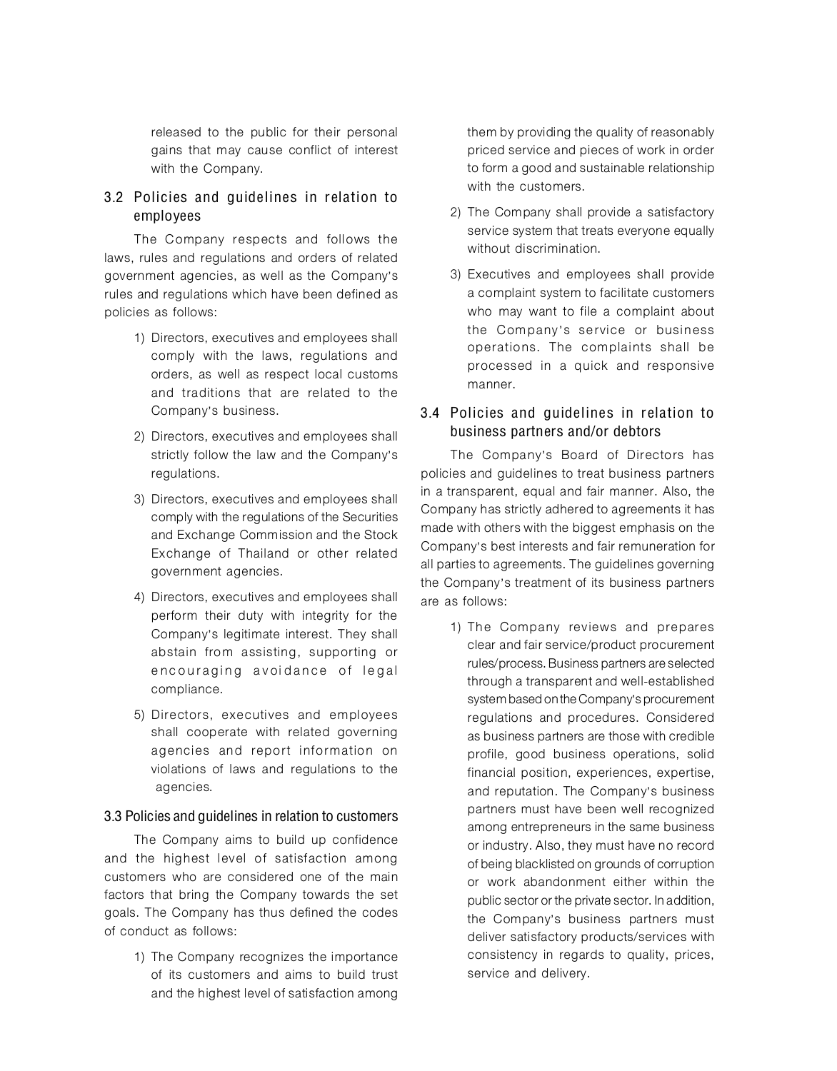released to the public for their personal gains that may cause conflict of interest with the Company.

### 3.2 Policies and guidelines in relation to employees

The Company respects and follows the laws, rules and regulations and orders of related government agencies, as well as the Company's rules and regulations which have been defined as policies as follows:

1) Directors, executives and employees shall comply with the laws, regulations and orders, as well as respect local customs and traditions that are related to the Company's business.
2) Directors, executives and employees shall strictly follow the law and the Company's regulations.
3) Directors, executives and employees shall comply with the regulations of the Securities and Exchange Commission and the Stock Exchange of Thailand or other related government agencies.
4) Directors, executives and employees shall perform their duty with integrity for the Company's legitimate interest. They shall abstain from assisting, supporting or encouraging avoidance of legal compliance.
5) Directors, executives and employees shall cooperate with related governing agencies and report information on violations of laws and regulations to the agencies.

### 3.3 Policies and guidelines in relation to customers

The Company aims to build up confidence and the highest level of satisfaction among customers who are considered one of the main factors that bring the Company towards the set goals. The Company has thus defined the codes of conduct as follows:

1) The Company recognizes the importance of its customers and aims to build trust and the highest level of satisfaction among them by providing the quality of reasonably priced service and pieces of work in order to form a good and sustainable relationship with the customers.
2) The Company shall provide a satisfactory service system that treats everyone equally without discrimination.
3) Executives and employees shall provide a complaint system to facilitate customers who may want to file a complaint about the Company's service or business operations. The complaints shall be processed in a quick and responsive manner.

### 3.4 Policies and guidelines in relation to business partners and/or debtors

The Company's Board of Directors has policies and guidelines to treat business partners in a transparent, equal and fair manner. Also, the Company has strictly adhered to agreements it has made with others with the biggest emphasis on the Company's best interests and fair remuneration for all parties to agreements. The guidelines governing the Company's treatment of its business partners are as follows:

1) The Company reviews and prepares clear and fair service/product procurement rules/process. Business partners are selected through a transparent and well-established system based on the Company's procurement regulations and procedures. Considered as business partners are those with credible profile, good business operations, solid financial position, experiences, expertise, and reputation. The Company's business partners must have been well recognized among entrepreneurs in the same business or industry. Also, they must have no record of being blacklisted on grounds of corruption or work abandonment either within the public sector or the private sector. In addition, the Company's business partners must deliver satisfactory products/services with consistency in regards to quality, prices, service and delivery.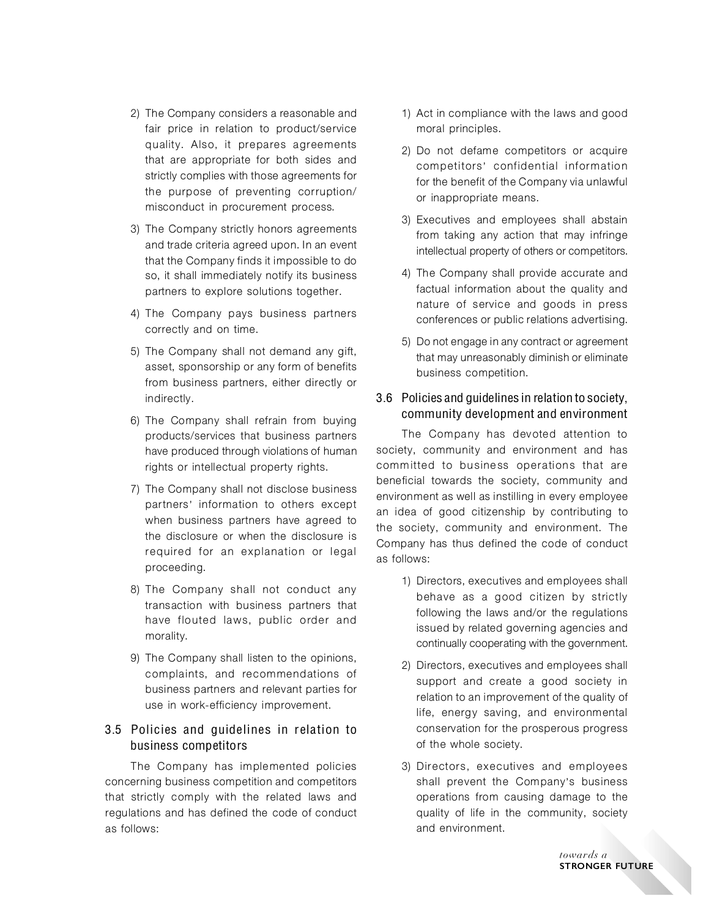2) The Company considers a reasonable and fair price in relation to product/service quality. Also, it prepares agreements that are appropriate for both sides and strictly complies with those agreements for the purpose of preventing corruption/misconduct in procurement process.

3) The Company strictly honors agreements and trade criteria agreed upon. In an event that the Company finds it impossible to do so, it shall immediately notify its business partners to explore solutions together.

4) The Company pays business partners correctly and on time.

5) The Company shall not demand any gift, asset, sponsorship or any form of benefits from business partners, either directly or indirectly.

6) The Company shall refrain from buying products/services that business partners have produced through violations of human rights or intellectual property rights.

7) The Company shall not disclose business partners' information to others except when business partners have agreed to the disclosure or when the disclosure is required for an explanation or legal proceeding.

8) The Company shall not conduct any transaction with business partners that have flouted laws, public order and morality.

9) The Company shall listen to the opinions, complaints, and recommendations of business partners and relevant parties for use in work-efficiency improvement.

### 3.5 Policies and guidelines in relation to business competitors

The Company has implemented policies concerning business competition and competitors that strictly comply with the related laws and regulations and has defined the code of conduct as follows:

1) Act in compliance with the laws and good moral principles.

2) Do not defame competitors or acquire competitors' confidential information for the benefit of the Company via unlawful or inappropriate means.

3) Executives and employees shall abstain from taking any action that may infringe intellectual property of others or competitors.

4) The Company shall provide accurate and factual information about the quality and nature of service and goods in press conferences or public relations advertising.

5) Do not engage in any contract or agreement that may unreasonably diminish or eliminate business competition.

### 3.6 Policies and guidelines in relation to society, community development and environment

The Company has devoted attention to society, community and environment and has committed to business operations that are beneficial towards the society, community and environment as well as instilling in every employee an idea of good citizenship by contributing to the society, community and environment. The Company has thus defined the code of conduct as follows:

1) Directors, executives and employees shall behave as a good citizen by strictly following the laws and/or the regulations issued by related governing agencies and continually cooperating with the government.

2) Directors, executives and employees shall support and create a good society in relation to an improvement of the quality of life, energy saving, and environmental conservation for the prosperous progress of the whole society.

3) Directors, executives and employees shall prevent the Company's business operations from causing damage to the quality of life in the community, society and environment.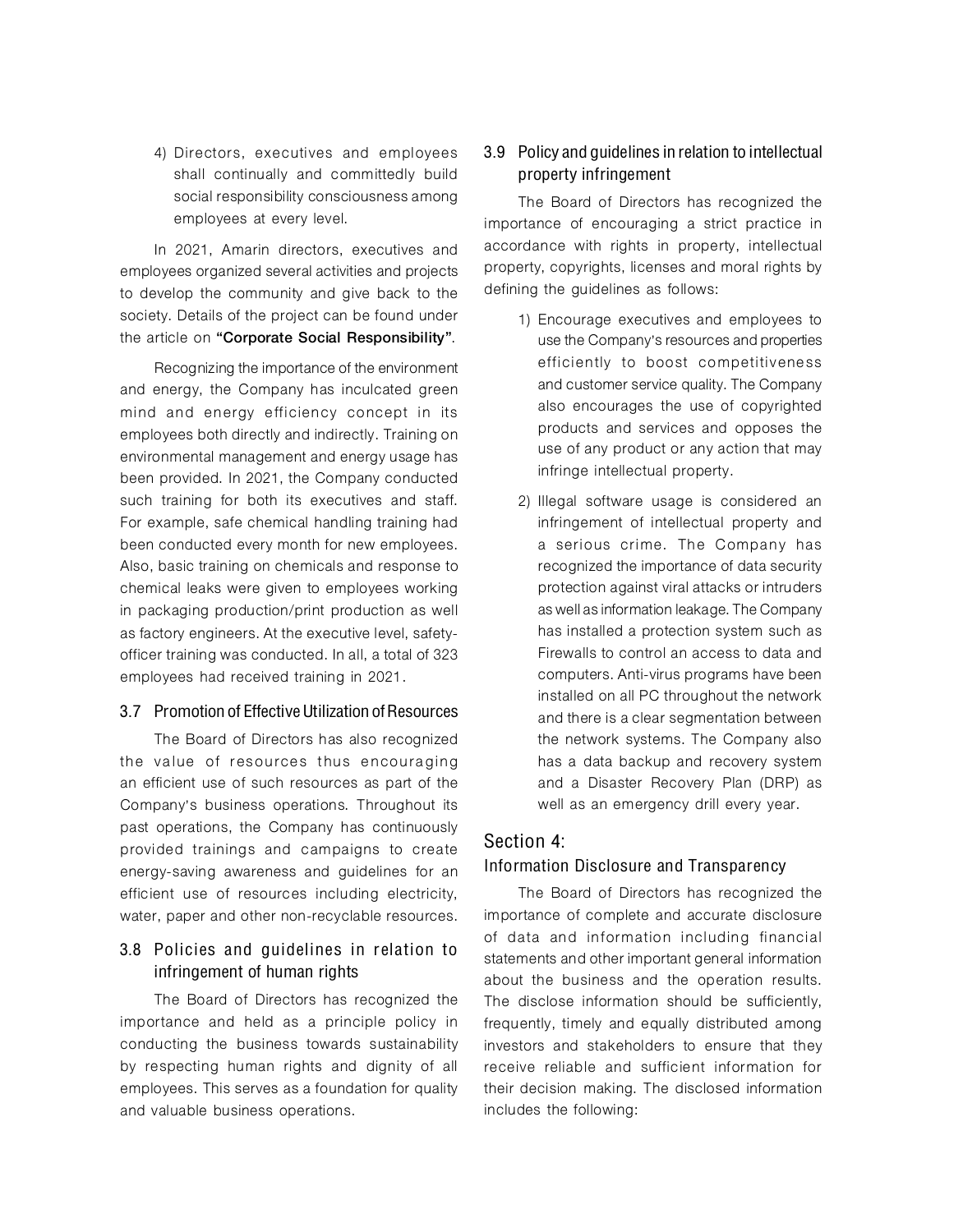4) Directors, executives and employees shall continually and committedly build social responsibility consciousness among employees at every level.

In 2021, Amarin directors, executives and employees organized several activities and projects to develop the community and give back to the society. Details of the project can be found under the article on **"Corporate Social Responsibility"**.

Recognizing the importance of the environment and energy, the Company has inculcated green mind and energy efficiency concept in its employees both directly and indirectly. Training on environmental management and energy usage has been provided. In 2021, the Company conducted such training for both its executives and staff. For example, safe chemical handling training had been conducted every month for new employees. Also, basic training on chemicals and response to chemical leaks were given to employees working in packaging production/print production as well as factory engineers. At the executive level, safety-officer training was conducted. In all, a total of 323 employees had received training in 2021.

### 3.7 Promotion of Effective Utilization of Resources

The Board of Directors has also recognized the value of resources thus encouraging an efficient use of such resources as part of the Company's business operations. Throughout its past operations, the Company has continuously provided trainings and campaigns to create energy-saving awareness and guidelines for an efficient use of resources including electricity, water, paper and other non-recyclable resources.

### 3.8 Policies and guidelines in relation to infringement of human rights

The Board of Directors has recognized the importance and held as a principle policy in conducting the business towards sustainability by respecting human rights and dignity of all employees. This serves as a foundation for quality and valuable business operations.

### 3.9 Policy and guidelines in relation to intellectual property infringement

The Board of Directors has recognized the importance of encouraging a strict practice in accordance with rights in property, intellectual property, copyrights, licenses and moral rights by defining the guidelines as follows:

1) Encourage executives and employees to use the Company's resources and properties efficiently to boost competitiveness and customer service quality. The Company also encourages the use of copyrighted products and services and opposes the use of any product or any action that may infringe intellectual property.
2) Illegal software usage is considered an infringement of intellectual property and a serious crime. The Company has recognized the importance of data security protection against viral attacks or intruders as well as information leakage. The Company has installed a protection system such as Firewalls to control an access to data and computers. Anti-virus programs have been installed on all PC throughout the network and there is a clear segmentation between the network systems. The Company also has a data backup and recovery system and a Disaster Recovery Plan (DRP) as well as an emergency drill every year.

## Section 4:
### Information Disclosure and Transparency

The Board of Directors has recognized the importance of complete and accurate disclosure of data and information including financial statements and other important general information about the business and the operation results. The disclose information should be sufficiently, frequently, timely and equally distributed among investors and stakeholders to ensure that they receive reliable and sufficient information for their decision making. The disclosed information includes the following: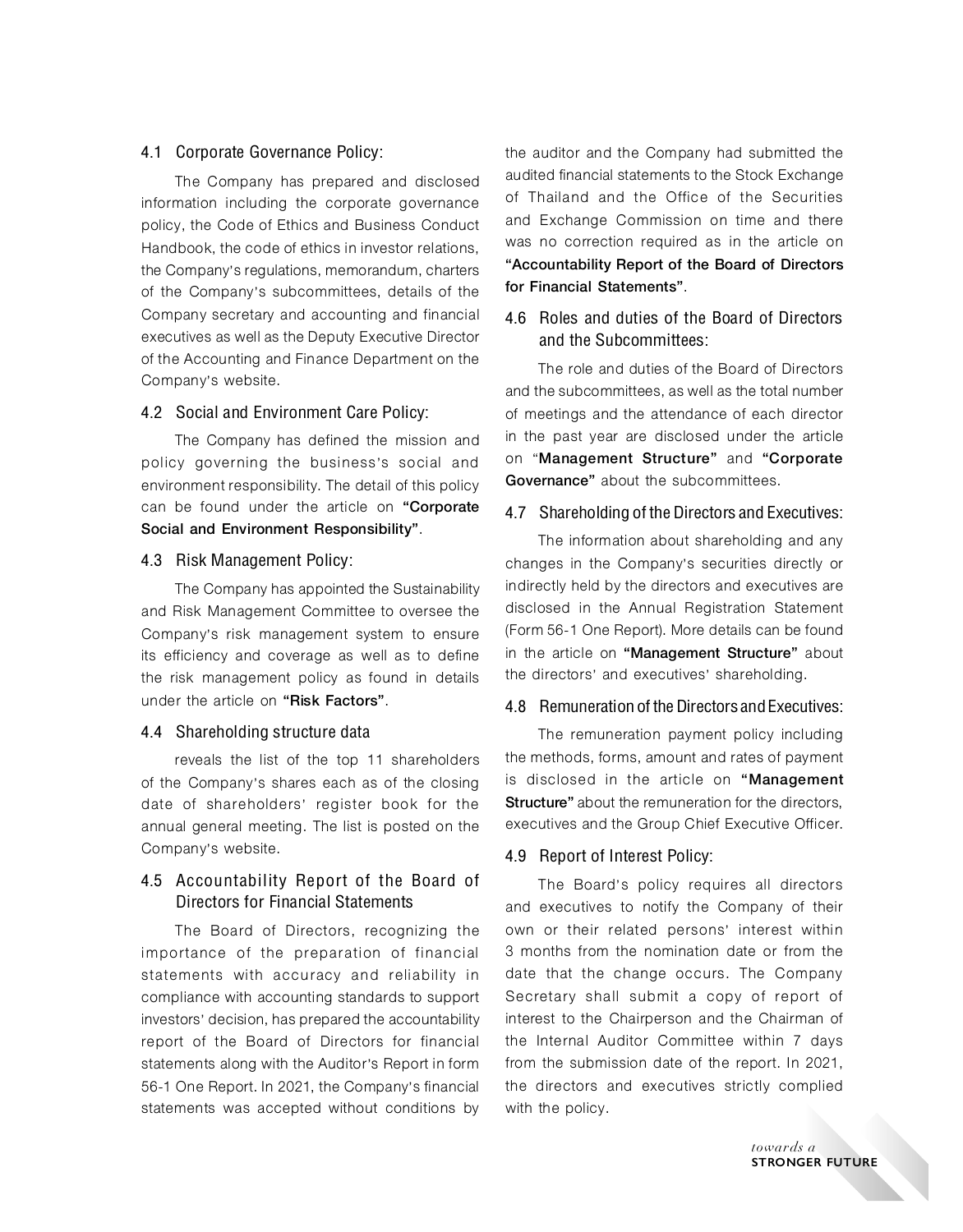### 4.1 Corporate Governance Policy:

The Company has prepared and disclosed information including the corporate governance policy, the Code of Ethics and Business Conduct Handbook, the code of ethics in investor relations, the Company's regulations, memorandum, charters of the Company's subcommittees, details of the Company secretary and accounting and financial executives as well as the Deputy Executive Director of the Accounting and Finance Department on the Company's website.

### 4.2 Social and Environment Care Policy:

The Company has defined the mission and policy governing the business's social and environment responsibility. The detail of this policy can be found under the article on **"Corporate Social and Environment Responsibility"**.

### 4.3 Risk Management Policy:

The Company has appointed the Sustainability and Risk Management Committee to oversee the Company's risk management system to ensure its efficiency and coverage as well as to define the risk management policy as found in details under the article on **"Risk Factors"**.

### 4.4 Shareholding structure data

reveals the list of the top 11 shareholders of the Company's shares each as of the closing date of shareholders' register book for the annual general meeting. The list is posted on the Company's website.

### 4.5 Accountability Report of the Board of Directors for Financial Statements

The Board of Directors, recognizing the importance of the preparation of financial statements with accuracy and reliability in compliance with accounting standards to support investors' decision, has prepared the accountability report of the Board of Directors for financial statements along with the Auditor's Report in form 56-1 One Report. In 2021, the Company's financial statements was accepted without conditions by the auditor and the Company had submitted the audited financial statements to the Stock Exchange of Thailand and the Office of the Securities and Exchange Commission on time and there was no correction required as in the article on **"Accountability Report of the Board of Directors for Financial Statements"**.

### 4.6 Roles and duties of the Board of Directors and the Subcommittees:

The role and duties of the Board of Directors and the subcommittees, as well as the total number of meetings and the attendance of each director in the past year are disclosed under the article on "**Management Structure"** and **"Corporate Governance"** about the subcommittees.

### 4.7 Shareholding of the Directors and Executives:

The information about shareholding and any changes in the Company's securities directly or indirectly held by the directors and executives are disclosed in the Annual Registration Statement (Form 56-1 One Report). More details can be found in the article on **"Management Structure"** about the directors' and executives' shareholding.

### 4.8 Remuneration of the Directors and Executives:

The remuneration payment policy including the methods, forms, amount and rates of payment is disclosed in the article on **"Management Structure"** about the remuneration for the directors, executives and the Group Chief Executive Officer.

### 4.9 Report of Interest Policy:

The Board's policy requires all directors and executives to notify the Company of their own or their related persons' interest within 3 months from the nomination date or from the date that the change occurs. The Company Secretary shall submit a copy of report of interest to the Chairperson and the Chairman of the Internal Auditor Committee within 7 days from the submission date of the report. In 2021, the directors and executives strictly complied with the policy.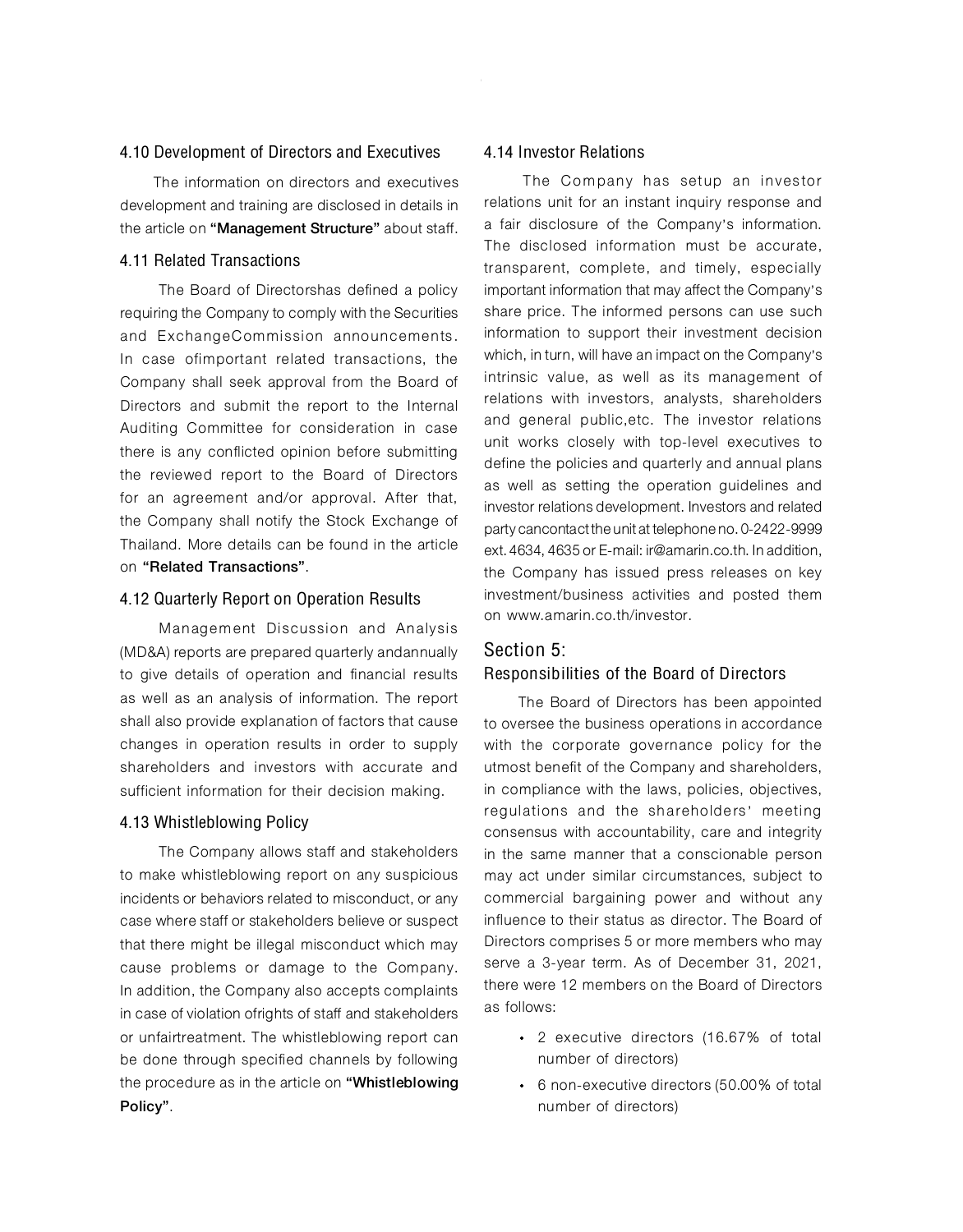### 4.10 Development of Directors and Executives

The information on directors and executives development and training are disclosed in details in the article on **"Management Structure"** about staff.

### 4.11 Related Transactions

The Board of Directorshas defined a policy requiring the Company to comply with the Securities and ExchangeCommission announcements. In case ofimportant related transactions, the Company shall seek approval from the Board of Directors and submit the report to the Internal Auditing Committee for consideration in case there is any conflicted opinion before submitting the reviewed report to the Board of Directors for an agreement and/or approval. After that, the Company shall notify the Stock Exchange of Thailand. More details can be found in the article on **"Related Transactions"**.

### 4.12 Quarterly Report on Operation Results

Management Discussion and Analysis (MD&A) reports are prepared quarterly andannually to give details of operation and financial results as well as an analysis of information. The report shall also provide explanation of factors that cause changes in operation results in order to supply shareholders and investors with accurate and sufficient information for their decision making.

### 4.13 Whistleblowing Policy

The Company allows staff and stakeholders to make whistleblowing report on any suspicious incidents or behaviors related to misconduct, or any case where staff or stakeholders believe or suspect that there might be illegal misconduct which may cause problems or damage to the Company. In addition, the Company also accepts complaints in case of violation ofrights of staff and stakeholders or unfairtreatment. The whistleblowing report can be done through specified channels by following the procedure as in the article on **"Whistleblowing Policy"**.

### 4.14 Investor Relations

The Company has setup an investor relations unit for an instant inquiry response and a fair disclosure of the Company's information. The disclosed information must be accurate, transparent, complete, and timely, especially important information that may affect the Company's share price. The informed persons can use such information to support their investment decision which, in turn, will have an impact on the Company's intrinsic value, as well as its management of relations with investors, analysts, shareholders and general public,etc. The investor relations unit works closely with top-level executives to define the policies and quarterly and annual plans as well as setting the operation guidelines and investor relations development. Investors and related party cancontact the unit at telephone no. 0-2422-9999 ext. 4634, 4635 or E-mail: ir@amarin.co.th. In addition, the Company has issued press releases on key investment/business activities and posted them on www.amarin.co.th/investor.

## Section 5:
## Responsibilities of the Board of Directors

The Board of Directors has been appointed to oversee the business operations in accordance with the corporate governance policy for the utmost benefit of the Company and shareholders, in compliance with the laws, policies, objectives, regulations and the shareholders' meeting consensus with accountability, care and integrity in the same manner that a conscionable person may act under similar circumstances, subject to commercial bargaining power and without any influence to their status as director. The Board of Directors comprises 5 or more members who may serve a 3-year term. As of December 31, 2021, there were 12 members on the Board of Directors as follows:

- 2 executive directors (16.67% of total number of directors)
- 6 non-executive directors (50.00% of total number of directors)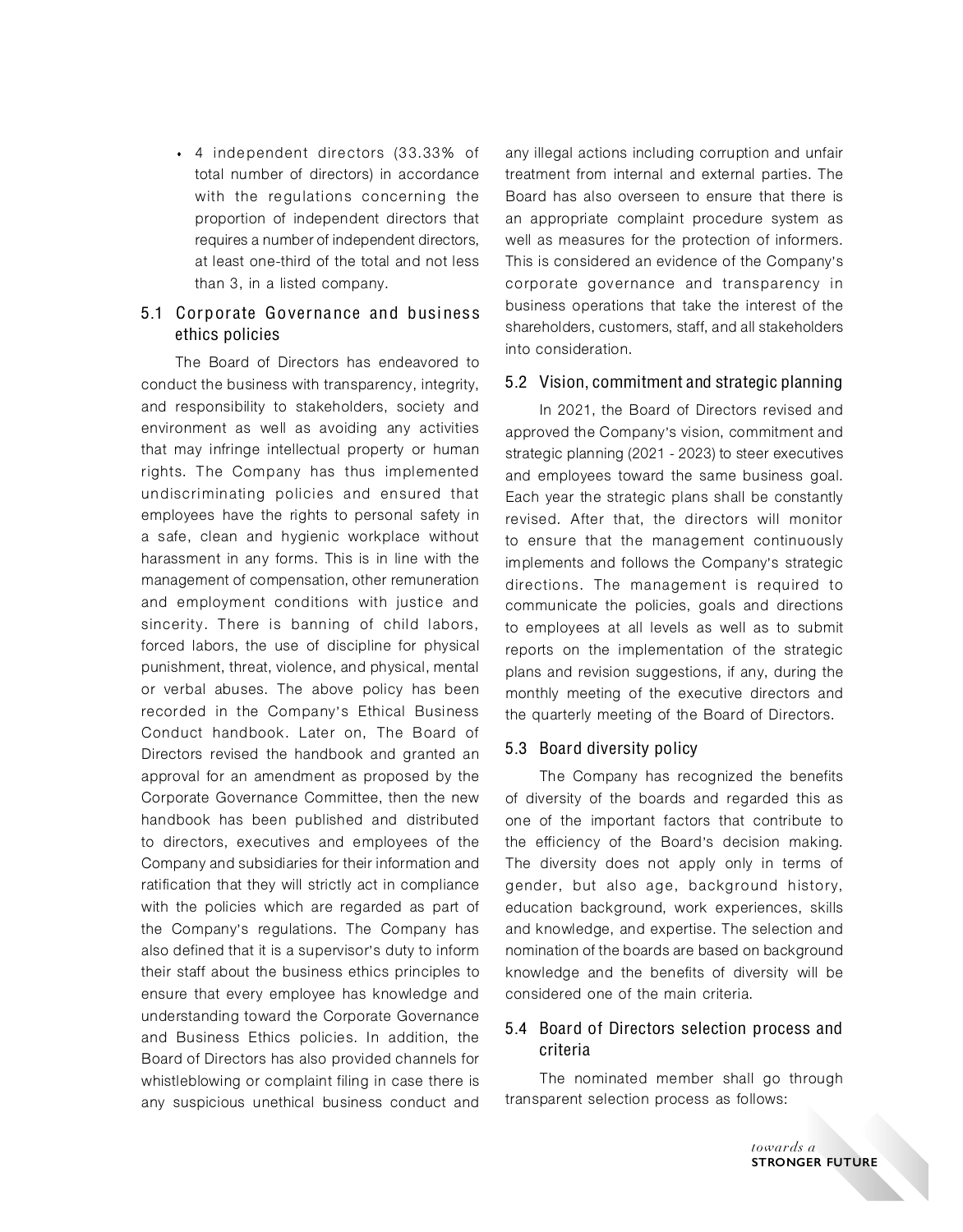- 4 independent directors (33.33% of total number of directors) in accordance with the regulations concerning the proportion of independent directors that requires a number of independent directors, at least one-third of the total and not less than 3, in a listed company.

### 5.1 Corporate Governance and business ethics policies

The Board of Directors has endeavored to conduct the business with transparency, integrity, and responsibility to stakeholders, society and environment as well as avoiding any activities that may infringe intellectual property or human rights. The Company has thus implemented undiscriminating policies and ensured that employees have the rights to personal safety in a safe, clean and hygienic workplace without harassment in any forms. This is in line with the management of compensation, other remuneration and employment conditions with justice and sincerity. There is banning of child labors, forced labors, the use of discipline for physical punishment, threat, violence, and physical, mental or verbal abuses. The above policy has been recorded in the Company's Ethical Business Conduct handbook. Later on, The Board of Directors revised the handbook and granted an approval for an amendment as proposed by the Corporate Governance Committee, then the new handbook has been published and distributed to directors, executives and employees of the Company and subsidiaries for their information and ratification that they will strictly act in compliance with the policies which are regarded as part of the Company's regulations. The Company has also defined that it is a supervisor's duty to inform their staff about the business ethics principles to ensure that every employee has knowledge and understanding toward the Corporate Governance and Business Ethics policies. In addition, the Board of Directors has also provided channels for whistleblowing or complaint filing in case there is any suspicious unethical business conduct and any illegal actions including corruption and unfair treatment from internal and external parties. The Board has also overseen to ensure that there is an appropriate complaint procedure system as well as measures for the protection of informers. This is considered an evidence of the Company's corporate governance and transparency in business operations that take the interest of the shareholders, customers, staff, and all stakeholders into consideration.

### 5.2 Vision, commitment and strategic planning

In 2021, the Board of Directors revised and approved the Company's vision, commitment and strategic planning (2021 - 2023) to steer executives and employees toward the same business goal. Each year the strategic plans shall be constantly revised. After that, the directors will monitor to ensure that the management continuously implements and follows the Company's strategic directions. The management is required to communicate the policies, goals and directions to employees at all levels as well as to submit reports on the implementation of the strategic plans and revision suggestions, if any, during the monthly meeting of the executive directors and the quarterly meeting of the Board of Directors.

### 5.3 Board diversity policy

The Company has recognized the benefits of diversity of the boards and regarded this as one of the important factors that contribute to the efficiency of the Board's decision making. The diversity does not apply only in terms of gender, but also age, background history, education background, work experiences, skills and knowledge, and expertise. The selection and nomination of the boards are based on background knowledge and the benefits of diversity will be considered one of the main criteria.

### 5.4 Board of Directors selection process and criteria

The nominated member shall go through transparent selection process as follows: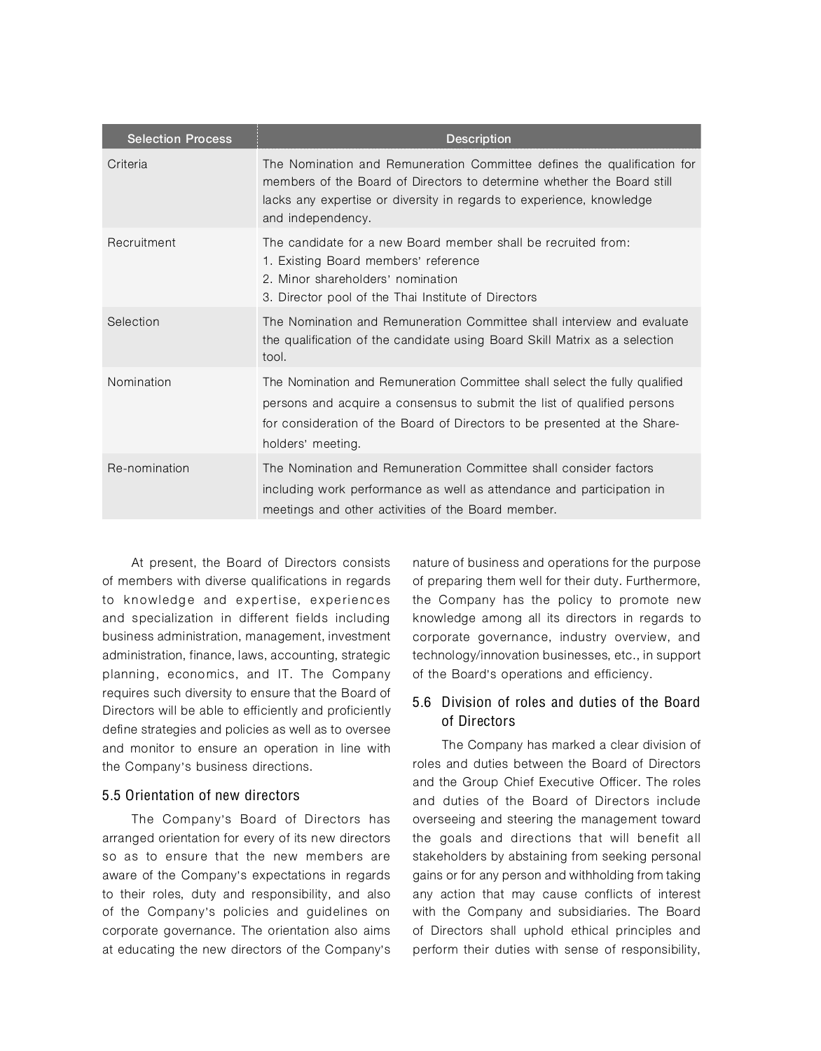| Selection Process | Description |
|---|---|
| Criteria | The Nomination and Remuneration Committee defines the qualification for members of the Board of Directors to determine whether the Board still lacks any expertise or diversity in regards to experience, knowledge and independency. |
| Recruitment | The candidate for a new Board member shall be recruited from:<br>1. Existing Board members' reference<br>2. Minor shareholders' nomination<br>3. Director pool of the Thai Institute of Directors |
| Selection | The Nomination and Remuneration Committee shall interview and evaluate the qualification of the candidate using Board Skill Matrix as a selection tool. |
| Nomination | The Nomination and Remuneration Committee shall select the fully qualified persons and acquire a consensus to submit the list of qualified persons for consideration of the Board of Directors to be presented at the Shareholders' meeting. |
| Re-nomination | The Nomination and Remuneration Committee shall consider factors including work performance as well as attendance and participation in meetings and other activities of the Board member. |

At present, the Board of Directors consists of members with diverse qualifications in regards to knowledge and expertise, experiences and specialization in different fields including business administration, management, investment administration, finance, laws, accounting, strategic planning, economics, and IT. The Company requires such diversity to ensure that the Board of Directors will be able to efficiently and proficiently define strategies and policies as well as to oversee and monitor to ensure an operation in line with the Company's business directions.

### 5.5 Orientation of new directors

The Company's Board of Directors has arranged orientation for every of its new directors so as to ensure that the new members are aware of the Company's expectations in regards to their roles, duty and responsibility, and also of the Company's policies and guidelines on corporate governance. The orientation also aims at educating the new directors of the Company's nature of business and operations for the purpose of preparing them well for their duty. Furthermore, the Company has the policy to promote new knowledge among all its directors in regards to corporate governance, industry overview, and technology/innovation businesses, etc., in support of the Board's operations and efficiency.

### 5.6 Division of roles and duties of the Board of Directors

The Company has marked a clear division of roles and duties between the Board of Directors and the Group Chief Executive Officer. The roles and duties of the Board of Directors include overseeing and steering the management toward the goals and directions that will benefit all stakeholders by abstaining from seeking personal gains or for any person and withholding from taking any action that may cause conflicts of interest with the Company and subsidiaries. The Board of Directors shall uphold ethical principles and perform their duties with sense of responsibility,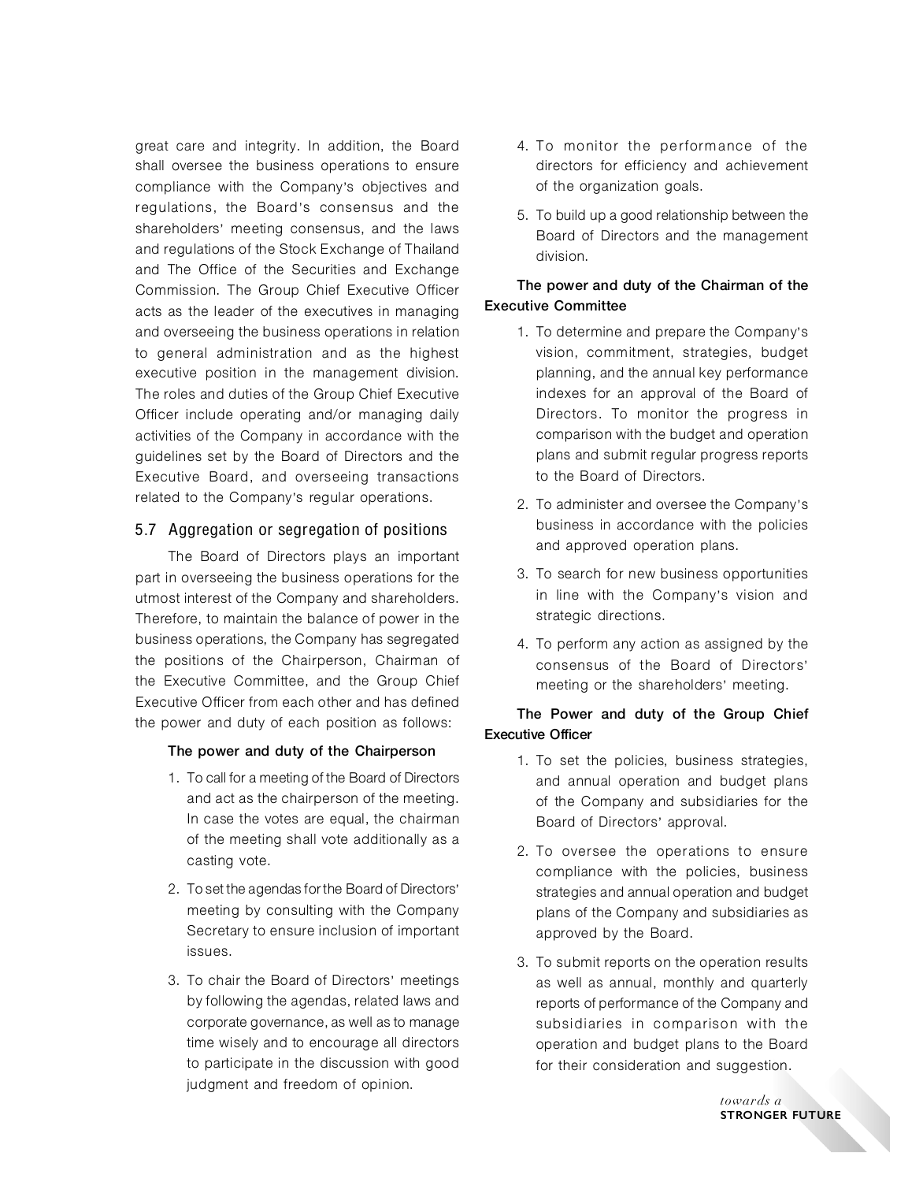great care and integrity. In addition, the Board shall oversee the business operations to ensure compliance with the Company's objectives and regulations, the Board's consensus and the shareholders' meeting consensus, and the laws and regulations of the Stock Exchange of Thailand and The Office of the Securities and Exchange Commission. The Group Chief Executive Officer acts as the leader of the executives in managing and overseeing the business operations in relation to general administration and as the highest executive position in the management division. The roles and duties of the Group Chief Executive Officer include operating and/or managing daily activities of the Company in accordance with the guidelines set by the Board of Directors and the Executive Board, and overseeing transactions related to the Company's regular operations.

## 5.7 Aggregation or segregation of positions

The Board of Directors plays an important part in overseeing the business operations for the utmost interest of the Company and shareholders. Therefore, to maintain the balance of power in the business operations, the Company has segregated the positions of the Chairperson, Chairman of the Executive Committee, and the Group Chief Executive Officer from each other and has defined the power and duty of each position as follows:

**The power and duty of the Chairperson**

1. To call for a meeting of the Board of Directors and act as the chairperson of the meeting. In case the votes are equal, the chairman of the meeting shall vote additionally as a casting vote.
2. To set the agendas for the Board of Directors' meeting by consulting with the Company Secretary to ensure inclusion of important issues.
3. To chair the Board of Directors' meetings by following the agendas, related laws and corporate governance, as well as to manage time wisely and to encourage all directors to participate in the discussion with good judgment and freedom of opinion.
4. To monitor the performance of the directors for efficiency and achievement of the organization goals.
5. To build up a good relationship between the Board of Directors and the management division.

**The power and duty of the Chairman of the Executive Committee**

1. To determine and prepare the Company's vision, commitment, strategies, budget planning, and the annual key performance indexes for an approval of the Board of Directors. To monitor the progress in comparison with the budget and operation plans and submit regular progress reports to the Board of Directors.
2. To administer and oversee the Company's business in accordance with the policies and approved operation plans.
3. To search for new business opportunities in line with the Company's vision and strategic directions.
4. To perform any action as assigned by the consensus of the Board of Directors' meeting or the shareholders' meeting.

**The Power and duty of the Group Chief Executive Officer**

1. To set the policies, business strategies, and annual operation and budget plans of the Company and subsidiaries for the Board of Directors' approval.
2. To oversee the operations to ensure compliance with the policies, business strategies and annual operation and budget plans of the Company and subsidiaries as approved by the Board.
3. To submit reports on the operation results as well as annual, monthly and quarterly reports of performance of the Company and subsidiaries in comparison with the operation and budget plans to the Board for their consideration and suggestion.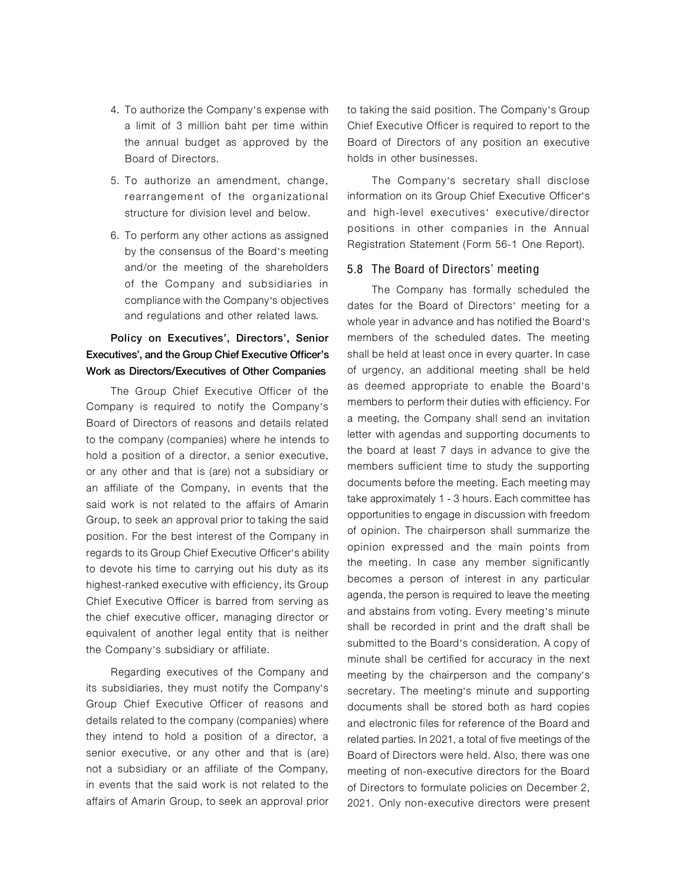4. To authorize the Company's expense with a limit of 3 million baht per time within the annual budget as approved by the Board of Directors.
5. To authorize an amendment, change, rearrangement of the organizational structure for division level and below.
6. To perform any other actions as assigned by the consensus of the Board's meeting and/or the meeting of the shareholders of the Company and subsidiaries in compliance with the Company's objectives and regulations and other related laws.

**Policy on Executives', Directors', Senior Executives', and the Group Chief Executive Officer's Work as Directors/Executives of Other Companies**

The Group Chief Executive Officer of the Company is required to notify the Company's Board of Directors of reasons and details related to the company (companies) where he intends to hold a position of a director, a senior executive, or any other and that is (are) not a subsidiary or an affiliate of the Company, in events that the said work is not related to the affairs of Amarin Group, to seek an approval prior to taking the said position. For the best interest of the Company in regards to its Group Chief Executive Officer's ability to devote his time to carrying out his duty as its highest-ranked executive with efficiency, its Group Chief Executive Officer is barred from serving as the chief executive officer, managing director or equivalent of another legal entity that is neither the Company's subsidiary or affiliate.

Regarding executives of the Company and its subsidiaries, they must notify the Company's Group Chief Executive Officer of reasons and details related to the company (companies) where they intend to hold a position of a director, a senior executive, or any other and that is (are) not a subsidiary or an affiliate of the Company, in events that the said work is not related to the affairs of Amarin Group, to seek an approval prior to taking the said position. The Company's Group Chief Executive Officer is required to report to the Board of Directors of any position an executive holds in other businesses.

The Company's secretary shall disclose information on its Group Chief Executive Officer's and high-level executives' executive/director positions in other companies in the Annual Registration Statement (Form 56-1 One Report).

### 5.8 The Board of Directors' meeting

The Company has formally scheduled the dates for the Board of Directors' meeting for a whole year in advance and has notified the Board's members of the scheduled dates. The meeting shall be held at least once in every quarter. In case of urgency, an additional meeting shall be held as deemed appropriate to enable the Board's members to perform their duties with efficiency. For a meeting, the Company shall send an invitation letter with agendas and supporting documents to the board at least 7 days in advance to give the members sufficient time to study the supporting documents before the meeting. Each meeting may take approximately 1 - 3 hours. Each committee has opportunities to engage in discussion with freedom of opinion. The chairperson shall summarize the opinion expressed and the main points from the meeting. In case any member significantly becomes a person of interest in any particular agenda, the person is required to leave the meeting and abstains from voting. Every meeting's minute shall be recorded in print and the draft shall be submitted to the Board's consideration. A copy of minute shall be certified for accuracy in the next meeting by the chairperson and the company's secretary. The meeting's minute and supporting documents shall be stored both as hard copies and electronic files for reference of the Board and related parties. In 2021, a total of five meetings of the Board of Directors were held. Also, there was one meeting of non-executive directors for the Board of Directors to formulate policies on December 2, 2021. Only non-executive directors were present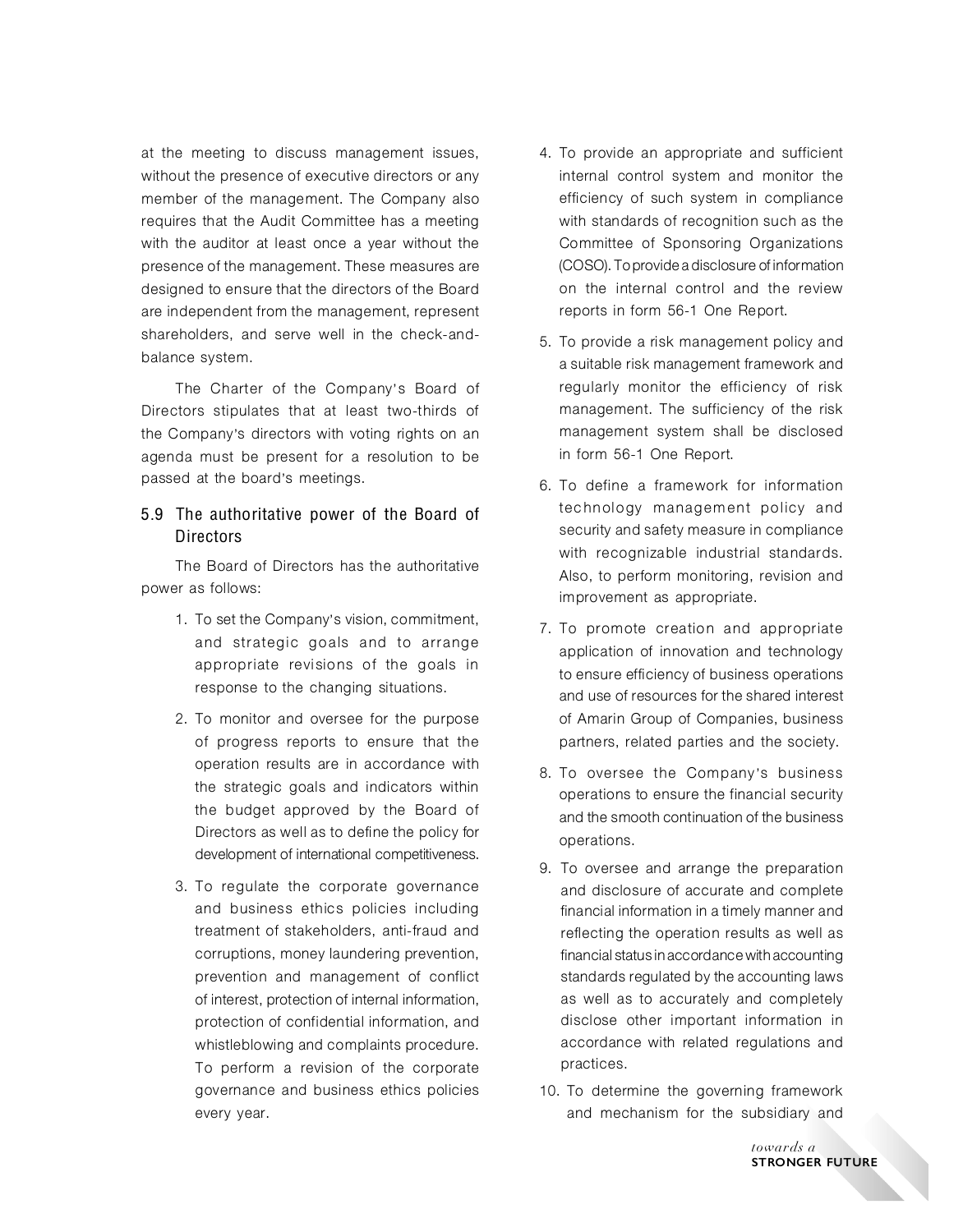at the meeting to discuss management issues, without the presence of executive directors or any member of the management. The Company also requires that the Audit Committee has a meeting with the auditor at least once a year without the presence of the management. These measures are designed to ensure that the directors of the Board are independent from the management, represent shareholders, and serve well in the check-and-balance system.

The Charter of the Company's Board of Directors stipulates that at least two-thirds of the Company's directors with voting rights on an agenda must be present for a resolution to be passed at the board's meetings.

### 5.9 The authoritative power of the Board of Directors

The Board of Directors has the authoritative power as follows:

1. To set the Company's vision, commitment, and strategic goals and to arrange appropriate revisions of the goals in response to the changing situations.
2. To monitor and oversee for the purpose of progress reports to ensure that the operation results are in accordance with the strategic goals and indicators within the budget approved by the Board of Directors as well as to define the policy for development of international competitiveness.
3. To regulate the corporate governance and business ethics policies including treatment of stakeholders, anti-fraud and corruptions, money laundering prevention, prevention and management of conflict of interest, protection of internal information, protection of confidential information, and whistleblowing and complaints procedure. To perform a revision of the corporate governance and business ethics policies every year.
4. To provide an appropriate and sufficient internal control system and monitor the efficiency of such system in compliance with standards of recognition such as the Committee of Sponsoring Organizations (COSO). To provide a disclosure of information on the internal control and the review reports in form 56-1 One Report.
5. To provide a risk management policy and a suitable risk management framework and regularly monitor the efficiency of risk management. The sufficiency of the risk management system shall be disclosed in form 56-1 One Report.
6. To define a framework for information technology management policy and security and safety measure in compliance with recognizable industrial standards. Also, to perform monitoring, revision and improvement as appropriate.
7. To promote creation and appropriate application of innovation and technology to ensure efficiency of business operations and use of resources for the shared interest of Amarin Group of Companies, business partners, related parties and the society.
8. To oversee the Company's business operations to ensure the financial security and the smooth continuation of the business operations.
9. To oversee and arrange the preparation and disclosure of accurate and complete financial information in a timely manner and reflecting the operation results as well as financial status in accordance with accounting standards regulated by the accounting laws as well as to accurately and completely disclose other important information in accordance with related regulations and practices.
10. To determine the governing framework and mechanism for the subsidiary and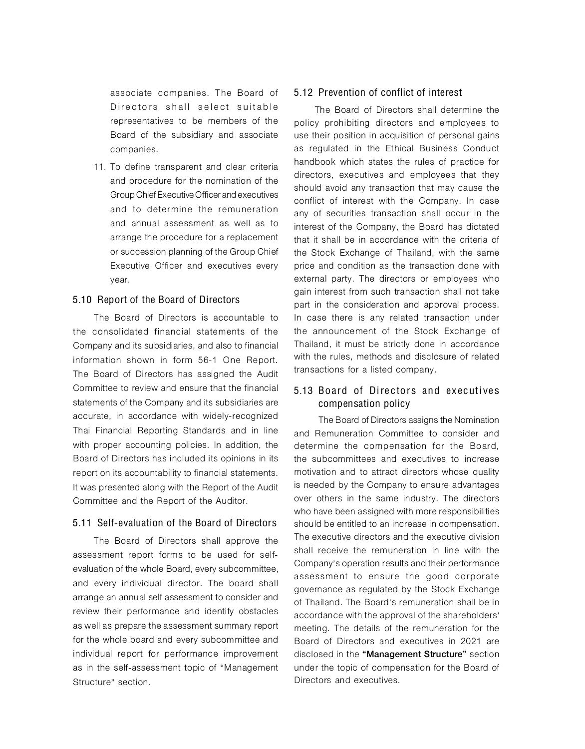associate companies. The Board of Directors shall select suitable representatives to be members of the Board of the subsidiary and associate companies.

11. To define transparent and clear criteria and procedure for the nomination of the Group Chief Executive Officer and executives and to determine the remuneration and annual assessment as well as to arrange the procedure for a replacement or succession planning of the Group Chief Executive Officer and executives every year.

### 5.10 Report of the Board of Directors

The Board of Directors is accountable to the consolidated financial statements of the Company and its subsidiaries, and also to financial information shown in form 56-1 One Report. The Board of Directors has assigned the Audit Committee to review and ensure that the financial statements of the Company and its subsidiaries are accurate, in accordance with widely-recognized Thai Financial Reporting Standards and in line with proper accounting policies. In addition, the Board of Directors has included its opinions in its report on its accountability to financial statements. It was presented along with the Report of the Audit Committee and the Report of the Auditor.

### 5.11 Self-evaluation of the Board of Directors

The Board of Directors shall approve the assessment report forms to be used for self-evaluation of the whole Board, every subcommittee, and every individual director. The board shall arrange an annual self assessment to consider and review their performance and identify obstacles as well as prepare the assessment summary report for the whole board and every subcommittee and individual report for performance improvement as in the self-assessment topic of "Management Structure" section.

### 5.12 Prevention of conflict of interest

The Board of Directors shall determine the policy prohibiting directors and employees to use their position in acquisition of personal gains as regulated in the Ethical Business Conduct handbook which states the rules of practice for directors, executives and employees that they should avoid any transaction that may cause the conflict of interest with the Company. In case any of securities transaction shall occur in the interest of the Company, the Board has dictated that it shall be in accordance with the criteria of the Stock Exchange of Thailand, with the same price and condition as the transaction done with external party. The directors or employees who gain interest from such transaction shall not take part in the consideration and approval process. In case there is any related transaction under the announcement of the Stock Exchange of Thailand, it must be strictly done in accordance with the rules, methods and disclosure of related transactions for a listed company.

### 5.13 Board of Directors and executives compensation policy

The Board of Directors assigns the Nomination and Remuneration Committee to consider and determine the compensation for the Board, the subcommittees and executives to increase motivation and to attract directors whose quality is needed by the Company to ensure advantages over others in the same industry. The directors who have been assigned with more responsibilities should be entitled to an increase in compensation. The executive directors and the executive division shall receive the remuneration in line with the Company's operation results and their performance assessment to ensure the good corporate governance as regulated by the Stock Exchange of Thailand. The Board's remuneration shall be in accordance with the approval of the shareholders' meeting. The details of the remuneration for the Board of Directors and executives in 2021 are disclosed in the **"Management Structure"** section under the topic of compensation for the Board of Directors and executives.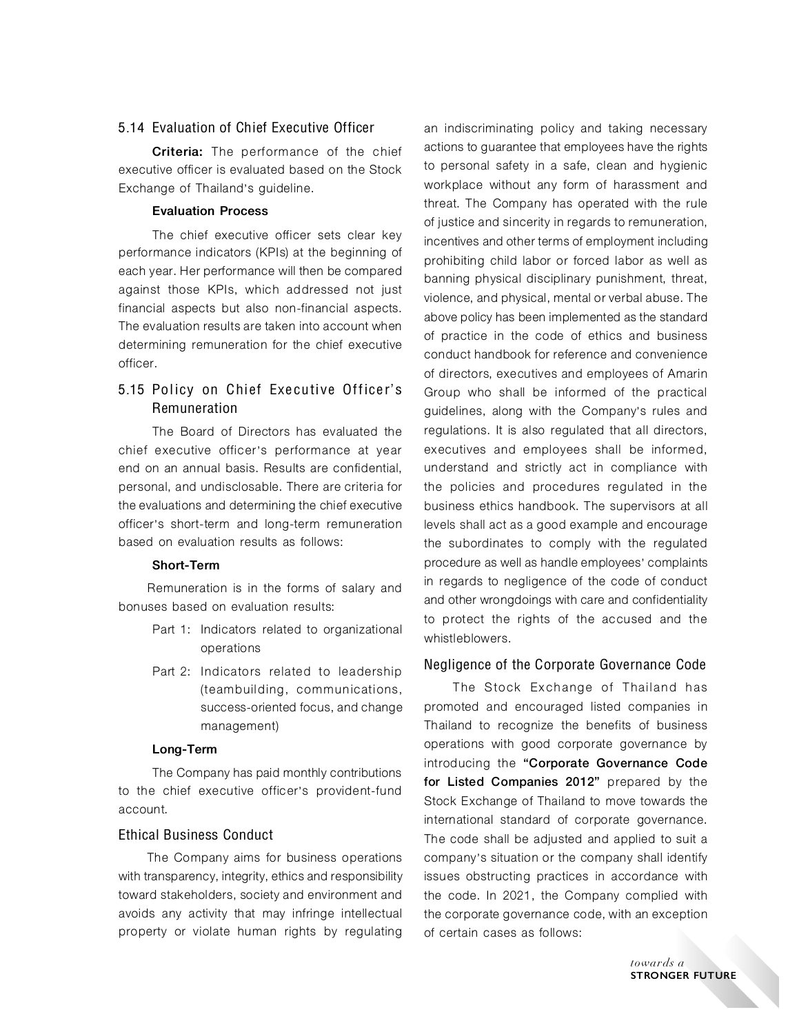### 5.14 Evaluation of Chief Executive Officer

**Criteria:** The performance of the chief executive officer is evaluated based on the Stock Exchange of Thailand's guideline.

**Evaluation Process**

The chief executive officer sets clear key performance indicators (KPIs) at the beginning of each year. Her performance will then be compared against those KPIs, which addressed not just financial aspects but also non-financial aspects. The evaluation results are taken into account when determining remuneration for the chief executive officer.

### 5.15 Policy on Chief Executive Officer's Remuneration

The Board of Directors has evaluated the chief executive officer's performance at year end on an annual basis. Results are confidential, personal, and undisclosable. There are criteria for the evaluations and determining the chief executive officer's short-term and long-term remuneration based on evaluation results as follows:

**Short-Term**

Remuneration is in the forms of salary and bonuses based on evaluation results:

- Part 1: Indicators related to organizational operations
- Part 2: Indicators related to leadership (teambuilding, communications, success-oriented focus, and change management)

**Long-Term**

The Company has paid monthly contributions to the chief executive officer's provident-fund account.

## Ethical Business Conduct

The Company aims for business operations with transparency, integrity, ethics and responsibility toward stakeholders, society and environment and avoids any activity that may infringe intellectual property or violate human rights by regulating an indiscriminating policy and taking necessary actions to guarantee that employees have the rights to personal safety in a safe, clean and hygienic workplace without any form of harassment and threat. The Company has operated with the rule of justice and sincerity in regards to remuneration, incentives and other terms of employment including prohibiting child labor or forced labor as well as banning physical disciplinary punishment, threat, violence, and physical, mental or verbal abuse. The above policy has been implemented as the standard of practice in the code of ethics and business conduct handbook for reference and convenience of directors, executives and employees of Amarin Group who shall be informed of the practical guidelines, along with the Company's rules and regulations. It is also regulated that all directors, executives and employees shall be informed, understand and strictly act in compliance with the policies and procedures regulated in the business ethics handbook. The supervisors at all levels shall act as a good example and encourage the subordinates to comply with the regulated procedure as well as handle employees' complaints in regards to negligence of the code of conduct and other wrongdoings with care and confidentiality to protect the rights of the accused and the whistleblowers.

## Negligence of the Corporate Governance Code

The Stock Exchange of Thailand has promoted and encouraged listed companies in Thailand to recognize the benefits of business operations with good corporate governance by introducing the **"Corporate Governance Code for Listed Companies 2012"** prepared by the Stock Exchange of Thailand to move towards the international standard of corporate governance. The code shall be adjusted and applied to suit a company's situation or the company shall identify issues obstructing practices in accordance with the code. In 2021, the Company complied with the corporate governance code, with an exception of certain cases as follows: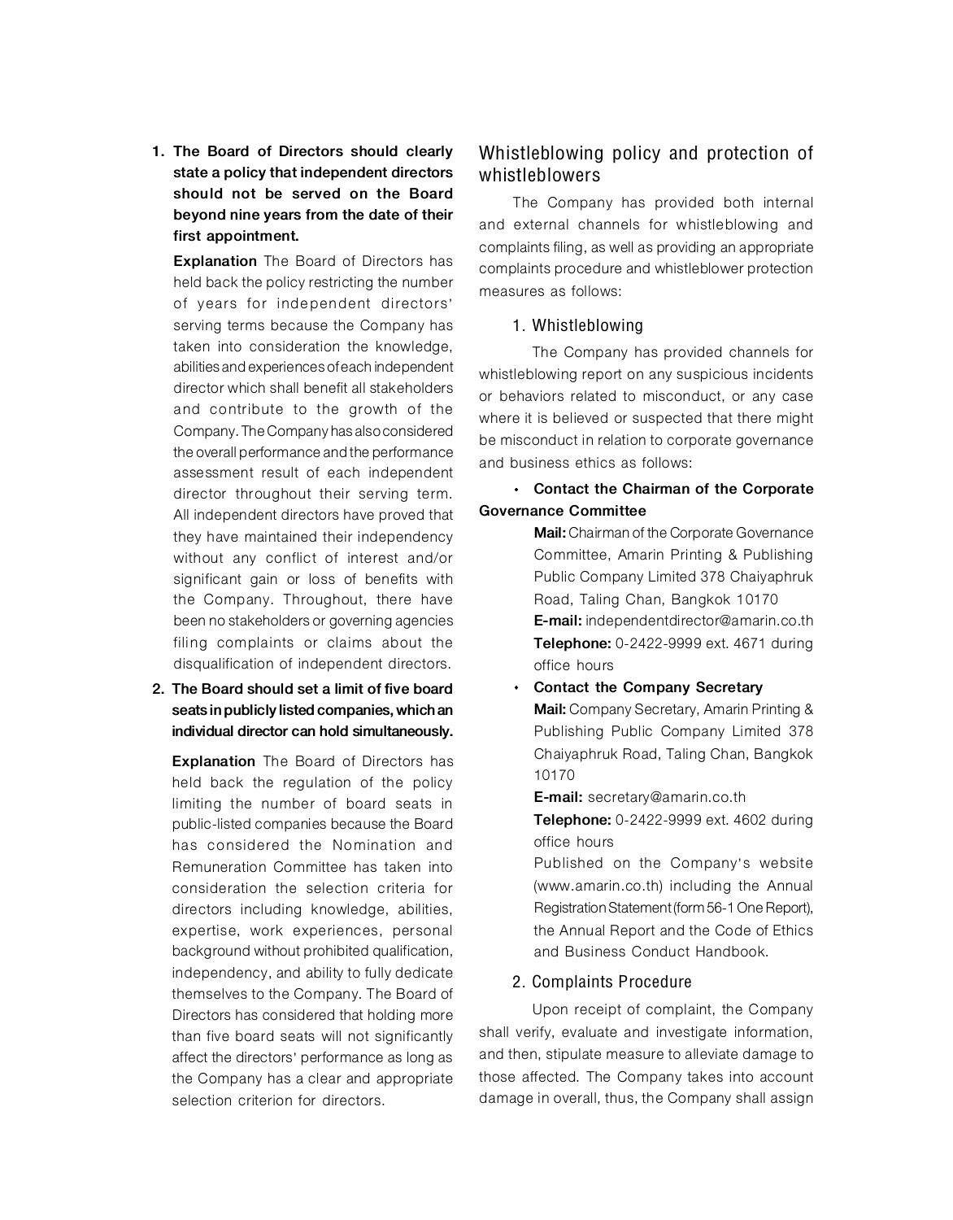1. **The Board of Directors should clearly state a policy that independent directors should not be served on the Board beyond nine years from the date of their first appointment.**

   **Explanation** The Board of Directors has held back the policy restricting the number of years for independent directors' serving terms because the Company has taken into consideration the knowledge, abilities and experiences of each independent director which shall benefit all stakeholders and contribute to the growth of the Company. The Company has also considered the overall performance and the performance assessment result of each independent director throughout their serving term. All independent directors have proved that they have maintained their independency without any conflict of interest and/or significant gain or loss of benefits with the Company. Throughout, there have been no stakeholders or governing agencies filing complaints or claims about the disqualification of independent directors.

2. **The Board should set a limit of five board seats in publicly listed companies, which an individual director can hold simultaneously.**

   **Explanation** The Board of Directors has held back the regulation of the policy limiting the number of board seats in public-listed companies because the Board has considered the Nomination and Remuneration Committee has taken into consideration the selection criteria for directors including knowledge, abilities, expertise, work experiences, personal background without prohibited qualification, independency, and ability to fully dedicate themselves to the Company. The Board of Directors has considered that holding more than five board seats will not significantly affect the directors' performance as long as the Company has a clear and appropriate selection criterion for directors.

## Whistleblowing policy and protection of whistleblowers

The Company has provided both internal and external channels for whistleblowing and complaints filing, as well as providing an appropriate complaints procedure and whistleblower protection measures as follows:

### 1. Whistleblowing

The Company has provided channels for whistleblowing report on any suspicious incidents or behaviors related to misconduct, or any case where it is believed or suspected that there might be misconduct in relation to corporate governance and business ethics as follows:

- **Contact the Chairman of the Corporate Governance Committee**

  **Mail:** Chairman of the Corporate Governance Committee, Amarin Printing & Publishing Public Company Limited 378 Chaiyaphruk Road, Taling Chan, Bangkok 10170

  **E-mail:** independentdirector@amarin.co.th

  **Telephone:** 0-2422-9999 ext. 4671 during office hours

- **Contact the Company Secretary**

  **Mail:** Company Secretary, Amarin Printing & Publishing Public Company Limited 378 Chaiyaphruk Road, Taling Chan, Bangkok 10170

  **E-mail:** secretary@amarin.co.th

  **Telephone:** 0-2422-9999 ext. 4602 during office hours

  Published on the Company's website (www.amarin.co.th) including the Annual Registration Statement (form 56-1 One Report), the Annual Report and the Code of Ethics and Business Conduct Handbook.

### 2. Complaints Procedure

Upon receipt of complaint, the Company shall verify, evaluate and investigate information, and then, stipulate measure to alleviate damage to those affected. The Company takes into account damage in overall, thus, the Company shall assign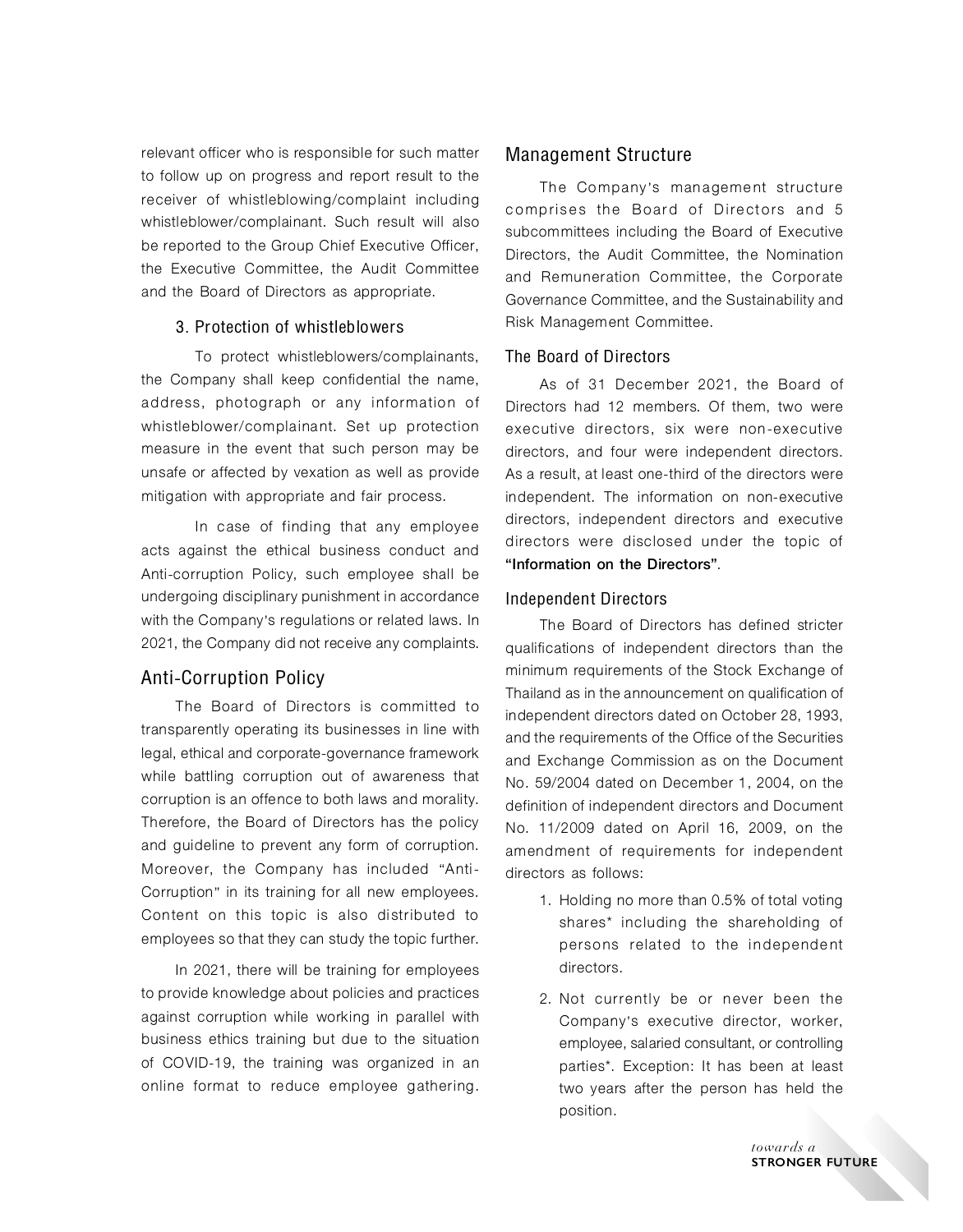relevant officer who is responsible for such matter to follow up on progress and report result to the receiver of whistleblowing/complaint including whistleblower/complainant. Such result will also be reported to the Group Chief Executive Officer, the Executive Committee, the Audit Committee and the Board of Directors as appropriate.

### 3. Protection of whistleblowers

To protect whistleblowers/complainants, the Company shall keep confidential the name, address, photograph or any information of whistleblower/complainant. Set up protection measure in the event that such person may be unsafe or affected by vexation as well as provide mitigation with appropriate and fair process.

In case of finding that any employee acts against the ethical business conduct and Anti-corruption Policy, such employee shall be undergoing disciplinary punishment in accordance with the Company's regulations or related laws. In 2021, the Company did not receive any complaints.

## Anti-Corruption Policy

The Board of Directors is committed to transparently operating its businesses in line with legal, ethical and corporate-governance framework while battling corruption out of awareness that corruption is an offence to both laws and morality. Therefore, the Board of Directors has the policy and guideline to prevent any form of corruption. Moreover, the Company has included "Anti-Corruption" in its training for all new employees. Content on this topic is also distributed to employees so that they can study the topic further.

In 2021, there will be training for employees to provide knowledge about policies and practices against corruption while working in parallel with business ethics training but due to the situation of COVID-19, the training was organized in an online format to reduce employee gathering.

## Management Structure

The Company's management structure comprises the Board of Directors and 5 subcommittees including the Board of Executive Directors, the Audit Committee, the Nomination and Remuneration Committee, the Corporate Governance Committee, and the Sustainability and Risk Management Committee.

### The Board of Directors

As of 31 December 2021, the Board of Directors had 12 members. Of them, two were executive directors, six were non-executive directors, and four were independent directors. As a result, at least one-third of the directors were independent. The information on non-executive directors, independent directors and executive directors were disclosed under the topic of **"Information on the Directors"**.

### Independent Directors

The Board of Directors has defined stricter qualifications of independent directors than the minimum requirements of the Stock Exchange of Thailand as in the announcement on qualification of independent directors dated on October 28, 1993, and the requirements of the Office of the Securities and Exchange Commission as on the Document No. 59/2004 dated on December 1, 2004, on the definition of independent directors and Document No. 11/2009 dated on April 16, 2009, on the amendment of requirements for independent directors as follows:

1. Holding no more than 0.5% of total voting shares* including the shareholding of persons related to the independent directors.
2. Not currently be or never been the Company's executive director, worker, employee, salaried consultant, or controlling parties*. Exception: It has been at least two years after the person has held the position.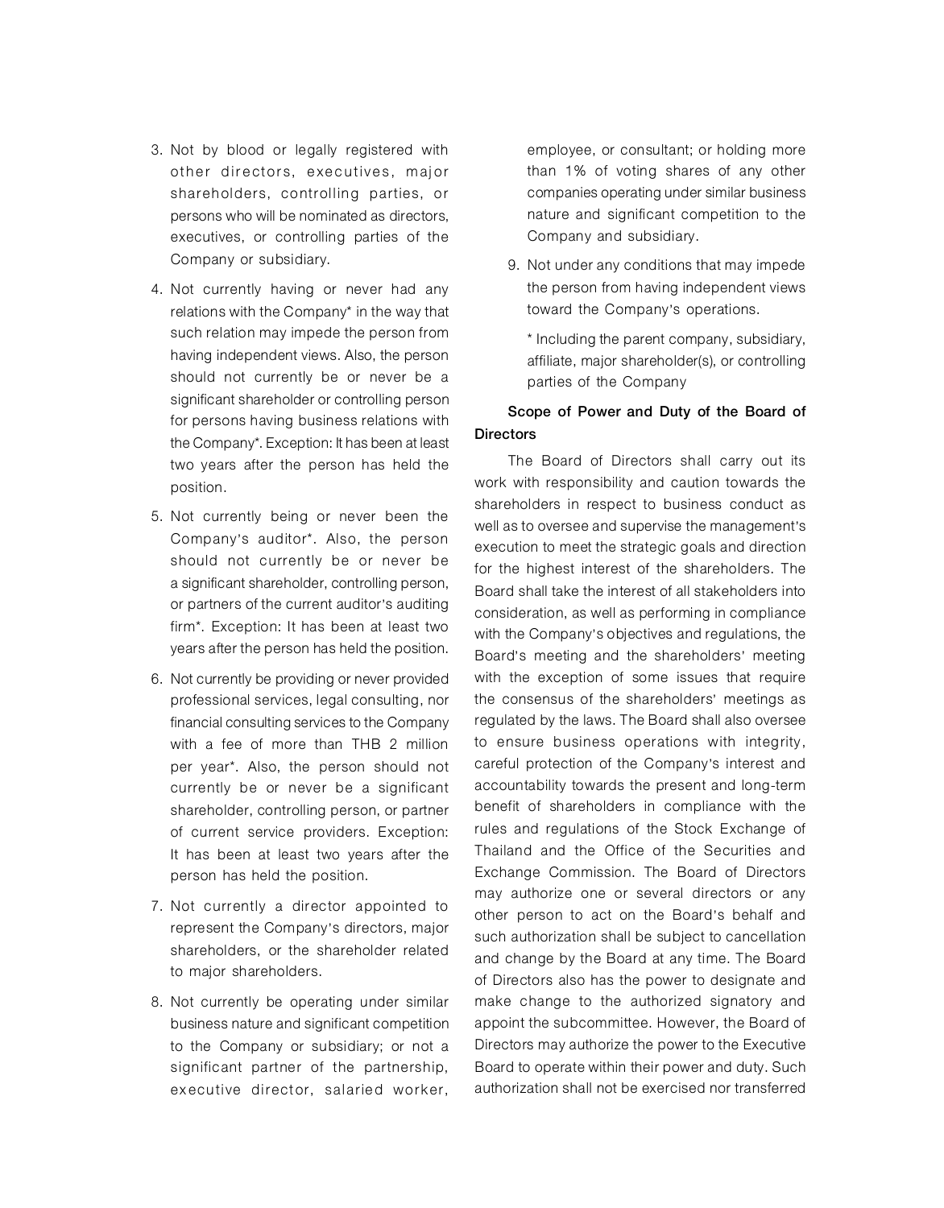3. Not by blood or legally registered with other directors, executives, major shareholders, controlling parties, or persons who will be nominated as directors, executives, or controlling parties of the Company or subsidiary.
4. Not currently having or never had any relations with the Company* in the way that such relation may impede the person from having independent views. Also, the person should not currently be or never be a significant shareholder or controlling person for persons having business relations with the Company*. Exception: It has been at least two years after the person has held the position.
5. Not currently being or never been the Company's auditor*. Also, the person should not currently be or never be a significant shareholder, controlling person, or partners of the current auditor's auditing firm*. Exception: It has been at least two years after the person has held the position.
6. Not currently be providing or never provided professional services, legal consulting, nor financial consulting services to the Company with a fee of more than THB 2 million per year*. Also, the person should not currently be or never be a significant shareholder, controlling person, or partner of current service providers. Exception: It has been at least two years after the person has held the position.
7. Not currently a director appointed to represent the Company's directors, major shareholders, or the shareholder related to major shareholders.
8. Not currently be operating under similar business nature and significant competition to the Company or subsidiary; or not a significant partner of the partnership, executive director, salaried worker, employee, or consultant; or holding more than 1% of voting shares of any other companies operating under similar business nature and significant competition to the Company and subsidiary.
9. Not under any conditions that may impede the person from having independent views toward the Company's operations.

   * Including the parent company, subsidiary, affiliate, major shareholder(s), or controlling parties of the Company

**Scope of Power and Duty of the Board of Directors**

The Board of Directors shall carry out its work with responsibility and caution towards the shareholders in respect to business conduct as well as to oversee and supervise the management's execution to meet the strategic goals and direction for the highest interest of the shareholders. The Board shall take the interest of all stakeholders into consideration, as well as performing in compliance with the Company's objectives and regulations, the Board's meeting and the shareholders' meeting with the exception of some issues that require the consensus of the shareholders' meetings as regulated by the laws. The Board shall also oversee to ensure business operations with integrity, careful protection of the Company's interest and accountability towards the present and long-term benefit of shareholders in compliance with the rules and regulations of the Stock Exchange of Thailand and the Office of the Securities and Exchange Commission. The Board of Directors may authorize one or several directors or any other person to act on the Board's behalf and such authorization shall be subject to cancellation and change by the Board at any time. The Board of Directors also has the power to designate and make change to the authorized signatory and appoint the subcommittee. However, the Board of Directors may authorize the power to the Executive Board to operate within their power and duty. Such authorization shall not be exercised nor transferred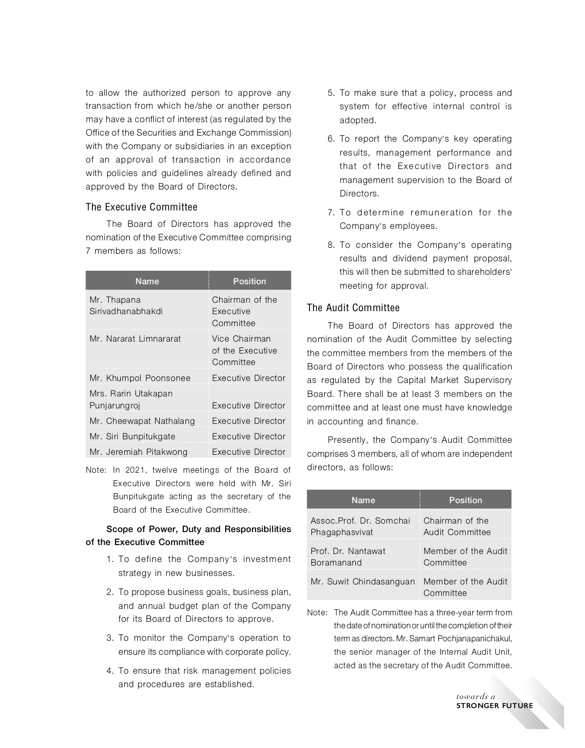to allow the authorized person to approve any transaction from which he/she or another person may have a conflict of interest (as regulated by the Office of the Securities and Exchange Commission) with the Company or subsidiaries in an exception of an approval of transaction in accordance with policies and guidelines already defined and approved by the Board of Directors.

### The Executive Committee

The Board of Directors has approved the nomination of the Executive Committee comprising 7 members as follows:

| Name | Position |
|---|---|
| Mr. Thapana Sirivadhanabhakdi | Chairman of the Executive Committee |
| Mr. Nararat Limnararat | Vice Chairman of the Executive Committee |
| Mr. Khumpol Poonsonee | Executive Director |
| Mrs. Rarin Utakapan Punjarungroj | Executive Director |
| Mr. Cheewapat Nathalang | Executive Director |
| Mr. Siri Bunpitukgate | Executive Director |
| Mr. Jeremiah Pitakwong | Executive Director |

Note: In 2021, twelve meetings of the Board of Executive Directors were held with Mr. Siri Bunpitukgate acting as the secretary of the Board of the Executive Committee.

**Scope of Power, Duty and Responsibilities of the Executive Committee**

1. To define the Company's investment strategy in new businesses.
2. To propose business goals, business plan, and annual budget plan of the Company for its Board of Directors to approve.
3. To monitor the Company's operation to ensure its compliance with corporate policy.
4. To ensure that risk management policies and procedures are established.
5. To make sure that a policy, process and system for effective internal control is adopted.
6. To report the Company's key operating results, management performance and that of the Executive Directors and management supervision to the Board of Directors.
7. To determine remuneration for the Company's employees.
8. To consider the Company's operating results and dividend payment proposal, this will then be submitted to shareholders' meeting for approval.

### The Audit Committee

The Board of Directors has approved the nomination of the Audit Committee by selecting the committee members from the members of the Board of Directors who possess the qualification as regulated by the Capital Market Supervisory Board. There shall be at least 3 members on the committee and at least one must have knowledge in accounting and finance.

Presently, the Company's Audit Committee comprises 3 members, all of whom are independent directors, as follows:

| Name | Position |
|---|---|
| Assoc.Prof. Dr. Somchai Phagaphasvivat | Chairman of the Audit Committee |
| Prof. Dr. Nantawat Boramanand | Member of the Audit Committee |
| Mr. Suwit Chindasanguan | Member of the Audit Committee |

Note: The Audit Committee has a three-year term from the date of nomination or until the completion of their term as directors. Mr. Samart Pochjanapanichakul, the senior manager of the Internal Audit Unit, acted as the secretary of the Audit Committee.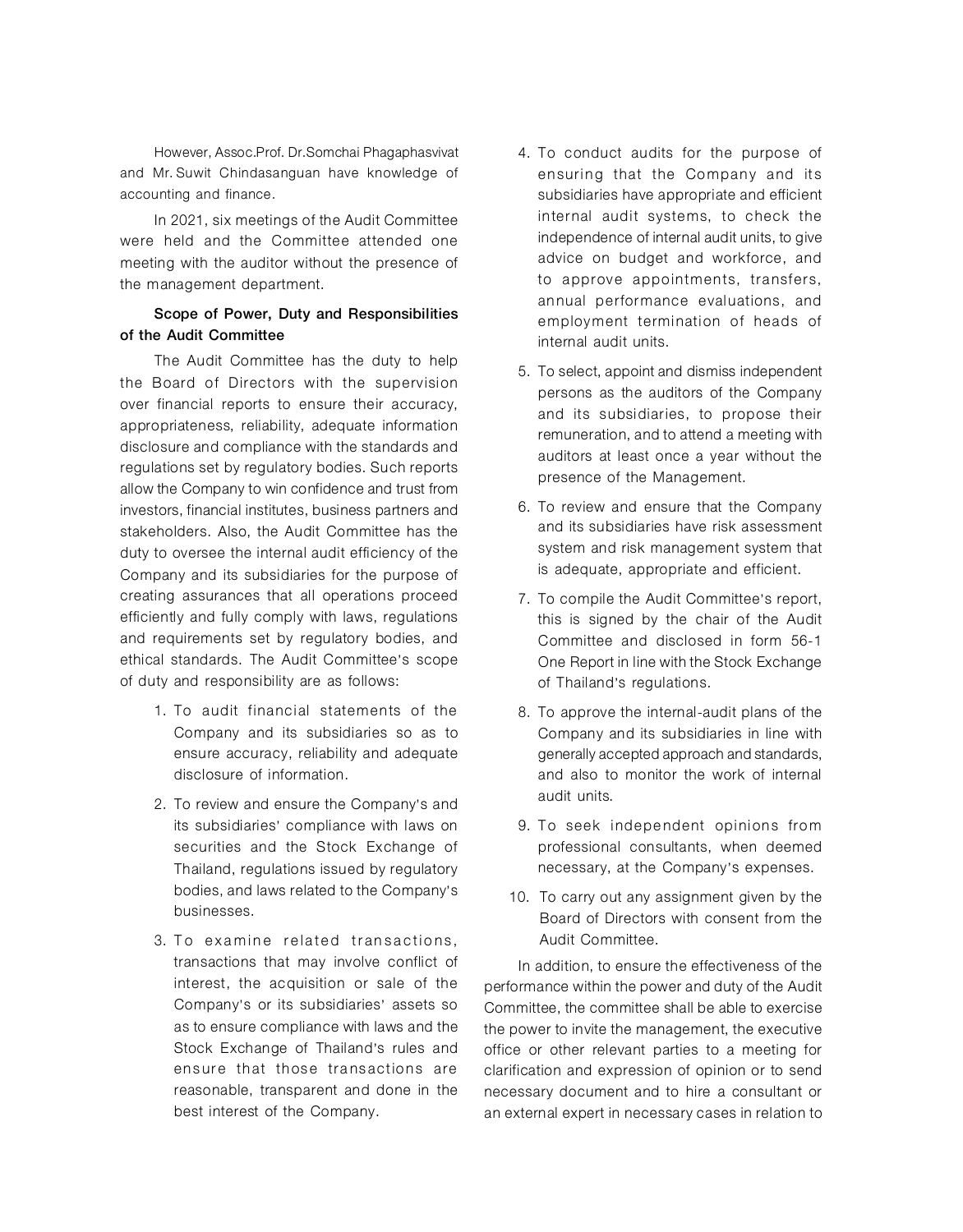However, Assoc.Prof. Dr.Somchai Phagaphasvivat and Mr. Suwit Chindasanguan have knowledge of accounting and finance.

In 2021, six meetings of the Audit Committee were held and the Committee attended one meeting with the auditor without the presence of the management department.

**Scope of Power, Duty and Responsibilities of the Audit Committee**

The Audit Committee has the duty to help the Board of Directors with the supervision over financial reports to ensure their accuracy, appropriateness, reliability, adequate information disclosure and compliance with the standards and regulations set by regulatory bodies. Such reports allow the Company to win confidence and trust from investors, financial institutes, business partners and stakeholders. Also, the Audit Committee has the duty to oversee the internal audit efficiency of the Company and its subsidiaries for the purpose of creating assurances that all operations proceed efficiently and fully comply with laws, regulations and requirements set by regulatory bodies, and ethical standards. The Audit Committee's scope of duty and responsibility are as follows:

1. To audit financial statements of the Company and its subsidiaries so as to ensure accuracy, reliability and adequate disclosure of information.
2. To review and ensure the Company's and its subsidiaries' compliance with laws on securities and the Stock Exchange of Thailand, regulations issued by regulatory bodies, and laws related to the Company's businesses.
3. To examine related transactions, transactions that may involve conflict of interest, the acquisition or sale of the Company's or its subsidiaries' assets so as to ensure compliance with laws and the Stock Exchange of Thailand's rules and ensure that those transactions are reasonable, transparent and done in the best interest of the Company.
4. To conduct audits for the purpose of ensuring that the Company and its subsidiaries have appropriate and efficient internal audit systems, to check the independence of internal audit units, to give advice on budget and workforce, and to approve appointments, transfers, annual performance evaluations, and employment termination of heads of internal audit units.
5. To select, appoint and dismiss independent persons as the auditors of the Company and its subsidiaries, to propose their remuneration, and to attend a meeting with auditors at least once a year without the presence of the Management.
6. To review and ensure that the Company and its subsidiaries have risk assessment system and risk management system that is adequate, appropriate and efficient.
7. To compile the Audit Committee's report, this is signed by the chair of the Audit Committee and disclosed in form 56-1 One Report in line with the Stock Exchange of Thailand's regulations.
8. To approve the internal-audit plans of the Company and its subsidiaries in line with generally accepted approach and standards, and also to monitor the work of internal audit units.
9. To seek independent opinions from professional consultants, when deemed necessary, at the Company's expenses.
10. To carry out any assignment given by the Board of Directors with consent from the Audit Committee.

In addition, to ensure the effectiveness of the performance within the power and duty of the Audit Committee, the committee shall be able to exercise the power to invite the management, the executive office or other relevant parties to a meeting for clarification and expression of opinion or to send necessary document and to hire a consultant or an external expert in necessary cases in relation to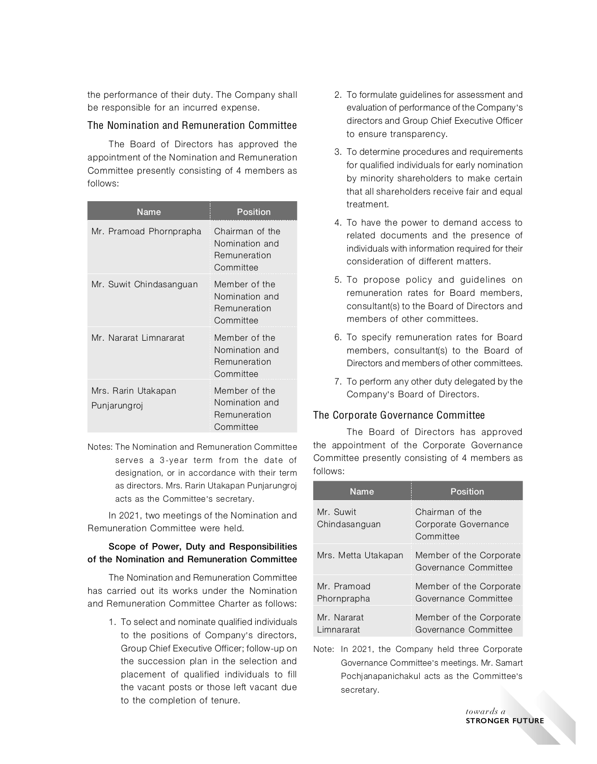the performance of their duty. The Company shall be responsible for an incurred expense.

### The Nomination and Remuneration Committee

The Board of Directors has approved the appointment of the Nomination and Remuneration Committee presently consisting of 4 members as follows:

| Name | Position |
|---|---|
| Mr. Pramoad Phornprapha | Chairman of the Nomination and Remuneration Committee |
| Mr. Suwit Chindasanguan | Member of the Nomination and Remuneration Committee |
| Mr. Nararat Limnararat | Member of the Nomination and Remuneration Committee |
| Mrs. Rarin Utakapan Punjarungroj | Member of the Nomination and Remuneration Committee |

Notes: The Nomination and Remuneration Committee serves a 3-year term from the date of designation, or in accordance with their term as directors. Mrs. Rarin Utakapan Punjarungroj acts as the Committee's secretary.

In 2021, two meetings of the Nomination and Remuneration Committee were held.

**Scope of Power, Duty and Responsibilities of the Nomination and Remuneration Committee**

The Nomination and Remuneration Committee has carried out its works under the Nomination and Remuneration Committee Charter as follows:

1. To select and nominate qualified individuals to the positions of Company's directors, Group Chief Executive Officer; follow-up on the succession plan in the selection and placement of qualified individuals to fill the vacant posts or those left vacant due to the completion of tenure.
2. To formulate guidelines for assessment and evaluation of performance of the Company's directors and Group Chief Executive Officer to ensure transparency.
3. To determine procedures and requirements for qualified individuals for early nomination by minority shareholders to make certain that all shareholders receive fair and equal treatment.
4. To have the power to demand access to related documents and the presence of individuals with information required for their consideration of different matters.
5. To propose policy and guidelines on remuneration rates for Board members, consultant(s) to the Board of Directors and members of other committees.
6. To specify remuneration rates for Board members, consultant(s) to the Board of Directors and members of other committees.
7. To perform any other duty delegated by the Company's Board of Directors.

### The Corporate Governance Committee

The Board of Directors has approved the appointment of the Corporate Governance Committee presently consisting of 4 members as follows:

| Name | Position |
|---|---|
| Mr. Suwit Chindasanguan | Chairman of the Corporate Governance Committee |
| Mrs. Metta Utakapan | Member of the Corporate Governance Committee |
| Mr. Pramoad Phornprapha | Member of the Corporate Governance Committee |
| Mr. Nararat Limnararat | Member of the Corporate Governance Committee |

Note: In 2021, the Company held three Corporate Governance Committee's meetings. Mr. Samart Pochjanapanichakul acts as the Committee's secretary.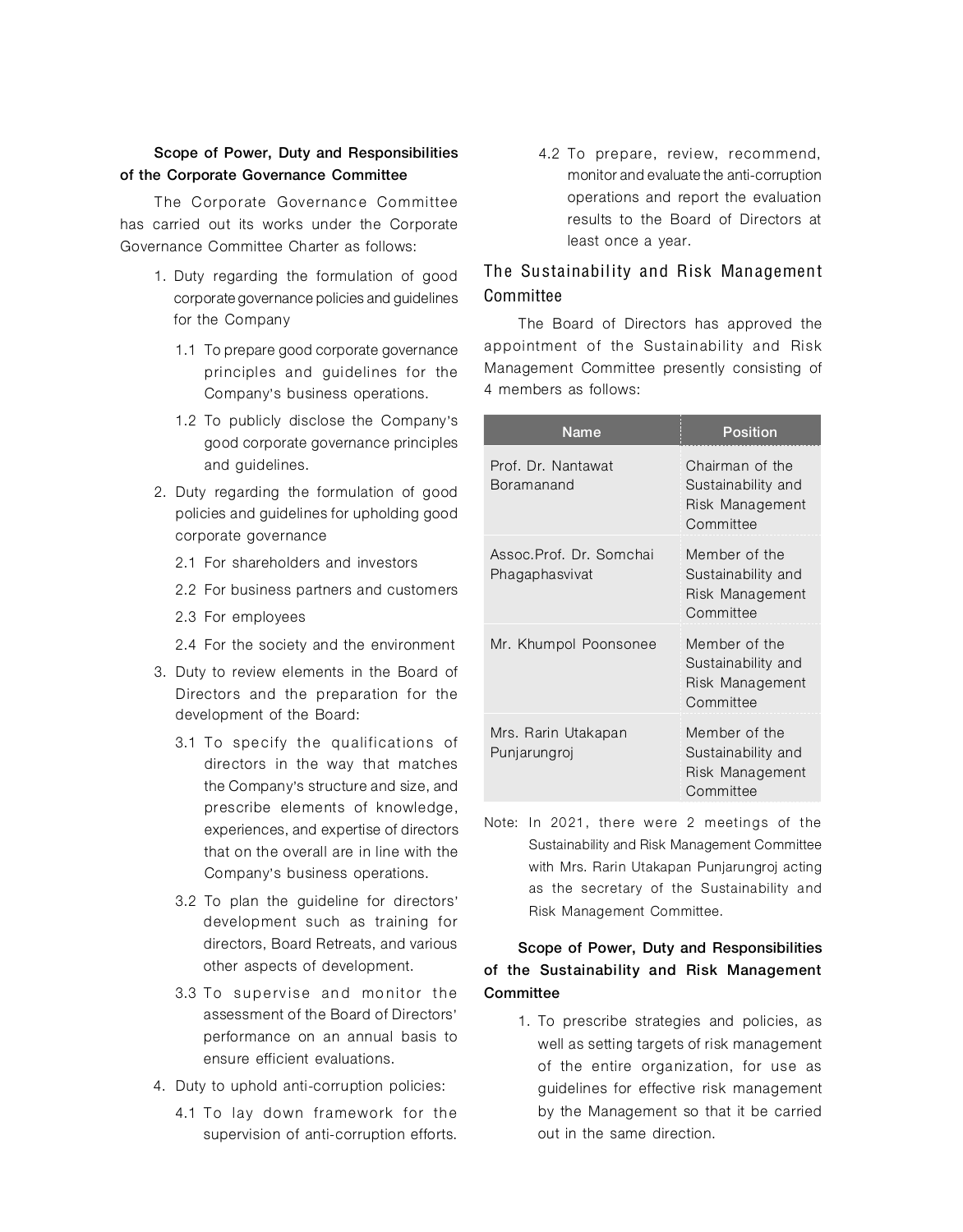**Scope of Power, Duty and Responsibilities of the Corporate Governance Committee**

The Corporate Governance Committee has carried out its works under the Corporate Governance Committee Charter as follows:

1. Duty regarding the formulation of good corporate governance policies and guidelines for the Company
   - 1.1 To prepare good corporate governance principles and guidelines for the Company's business operations.
   - 1.2 To publicly disclose the Company's good corporate governance principles and guidelines.
2. Duty regarding the formulation of good policies and guidelines for upholding good corporate governance
   - 2.1 For shareholders and investors
   - 2.2 For business partners and customers
   - 2.3 For employees
   - 2.4 For the society and the environment
3. Duty to review elements in the Board of Directors and the preparation for the development of the Board:
   - 3.1 To specify the qualifications of directors in the way that matches the Company's structure and size, and prescribe elements of knowledge, experiences, and expertise of directors that on the overall are in line with the Company's business operations.
   - 3.2 To plan the guideline for directors' development such as training for directors, Board Retreats, and various other aspects of development.
   - 3.3 To supervise and monitor the assessment of the Board of Directors' performance on an annual basis to ensure efficient evaluations.
4. Duty to uphold anti-corruption policies:
   - 4.1 To lay down framework for the supervision of anti-corruption efforts.
   - 4.2 To prepare, review, recommend, monitor and evaluate the anti-corruption operations and report the evaluation results to the Board of Directors at least once a year.

## The Sustainability and Risk Management Committee

The Board of Directors has approved the appointment of the Sustainability and Risk Management Committee presently consisting of 4 members as follows:

| Name | Position |
|---|---|
| Prof. Dr. Nantawat Boramanand | Chairman of the Sustainability and Risk Management Committee |
| Assoc.Prof. Dr. Somchai Phagaphasvivat | Member of the Sustainability and Risk Management Committee |
| Mr. Khumpol Poonsonee | Member of the Sustainability and Risk Management Committee |
| Mrs. Rarin Utakapan Punjarungroj | Member of the Sustainability and Risk Management Committee |

Note: In 2021, there were 2 meetings of the Sustainability and Risk Management Committee with Mrs. Rarin Utakapan Punjarungroj acting as the secretary of the Sustainability and Risk Management Committee.

**Scope of Power, Duty and Responsibilities of the Sustainability and Risk Management Committee**

1. To prescribe strategies and policies, as well as setting targets of risk management of the entire organization, for use as guidelines for effective risk management by the Management so that it be carried out in the same direction.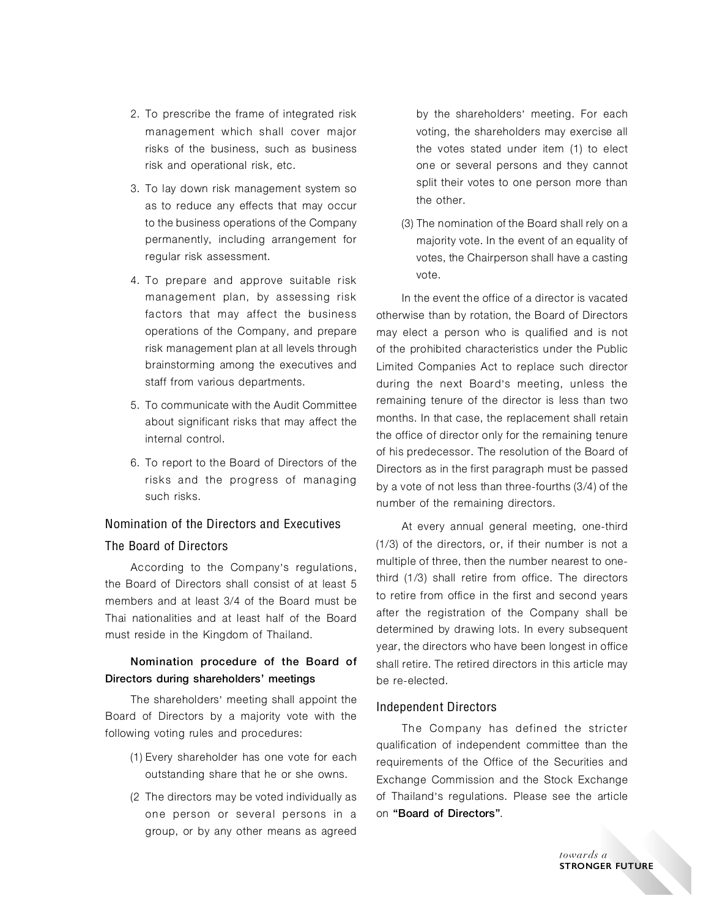2. To prescribe the frame of integrated risk management which shall cover major risks of the business, such as business risk and operational risk, etc.
3. To lay down risk management system so as to reduce any effects that may occur to the business operations of the Company permanently, including arrangement for regular risk assessment.
4. To prepare and approve suitable risk management plan, by assessing risk factors that may affect the business operations of the Company, and prepare risk management plan at all levels through brainstorming among the executives and staff from various departments.
5. To communicate with the Audit Committee about significant risks that may affect the internal control.
6. To report to the Board of Directors of the risks and the progress of managing such risks.

## Nomination of the Directors and Executives

### The Board of Directors

According to the Company's regulations, the Board of Directors shall consist of at least 5 members and at least 3/4 of the Board must be Thai nationalities and at least half of the Board must reside in the Kingdom of Thailand.

**Nomination procedure of the Board of Directors during shareholders' meetings**

The shareholders' meeting shall appoint the Board of Directors by a majority vote with the following voting rules and procedures:

(1) Every shareholder has one vote for each outstanding share that he or she owns.

(2 The directors may be voted individually as one person or several persons in a group, or by any other means as agreed by the shareholders' meeting. For each voting, the shareholders may exercise all the votes stated under item (1) to elect one or several persons and they cannot split their votes to one person more than the other.

(3) The nomination of the Board shall rely on a majority vote. In the event of an equality of votes, the Chairperson shall have a casting vote.

In the event the office of a director is vacated otherwise than by rotation, the Board of Directors may elect a person who is qualified and is not of the prohibited characteristics under the Public Limited Companies Act to replace such director during the next Board's meeting, unless the remaining tenure of the director is less than two months. In that case, the replacement shall retain the office of director only for the remaining tenure of his predecessor. The resolution of the Board of Directors as in the first paragraph must be passed by a vote of not less than three-fourths (3/4) of the number of the remaining directors.

At every annual general meeting, one-third (1/3) of the directors, or, if their number is not a multiple of three, then the number nearest to one-third (1/3) shall retire from office. The directors to retire from office in the first and second years after the registration of the Company shall be determined by drawing lots. In every subsequent year, the directors who have been longest in office shall retire. The retired directors in this article may be re-elected.

### Independent Directors

The Company has defined the stricter qualification of independent committee than the requirements of the Office of the Securities and Exchange Commission and the Stock Exchange of Thailand's regulations. Please see the article on **"Board of Directors"**.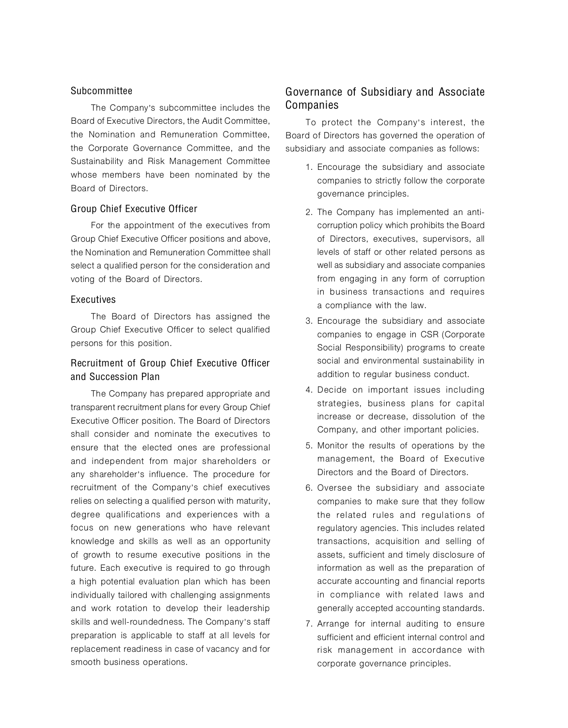### Subcommittee

The Company's subcommittee includes the Board of Executive Directors, the Audit Committee, the Nomination and Remuneration Committee, the Corporate Governance Committee, and the Sustainability and Risk Management Committee whose members have been nominated by the Board of Directors.

### Group Chief Executive Officer

For the appointment of the executives from Group Chief Executive Officer positions and above, the Nomination and Remuneration Committee shall select a qualified person for the consideration and voting of the Board of Directors.

### Executives

The Board of Directors has assigned the Group Chief Executive Officer to select qualified persons for this position.

### Recruitment of Group Chief Executive Officer and Succession Plan

The Company has prepared appropriate and transparent recruitment plans for every Group Chief Executive Officer position. The Board of Directors shall consider and nominate the executives to ensure that the elected ones are professional and independent from major shareholders or any shareholder's influence. The procedure for recruitment of the Company's chief executives relies on selecting a qualified person with maturity, degree qualifications and experiences with a focus on new generations who have relevant knowledge and skills as well as an opportunity of growth to resume executive positions in the future. Each executive is required to go through a high potential evaluation plan which has been individually tailored with challenging assignments and work rotation to develop their leadership skills and well-roundedness. The Company's staff preparation is applicable to staff at all levels for replacement readiness in case of vacancy and for smooth business operations.

## Governance of Subsidiary and Associate Companies

To protect the Company's interest, the Board of Directors has governed the operation of subsidiary and associate companies as follows:

1. Encourage the subsidiary and associate companies to strictly follow the corporate governance principles.
2. The Company has implemented an anti-corruption policy which prohibits the Board of Directors, executives, supervisors, all levels of staff or other related persons as well as subsidiary and associate companies from engaging in any form of corruption in business transactions and requires a compliance with the law.
3. Encourage the subsidiary and associate companies to engage in CSR (Corporate Social Responsibility) programs to create social and environmental sustainability in addition to regular business conduct.
4. Decide on important issues including strategies, business plans for capital increase or decrease, dissolution of the Company, and other important policies.
5. Monitor the results of operations by the management, the Board of Executive Directors and the Board of Directors.
6. Oversee the subsidiary and associate companies to make sure that they follow the related rules and regulations of regulatory agencies. This includes related transactions, acquisition and selling of assets, sufficient and timely disclosure of information as well as the preparation of accurate accounting and financial reports in compliance with related laws and generally accepted accounting standards.
7. Arrange for internal auditing to ensure sufficient and efficient internal control and risk management in accordance with corporate governance principles.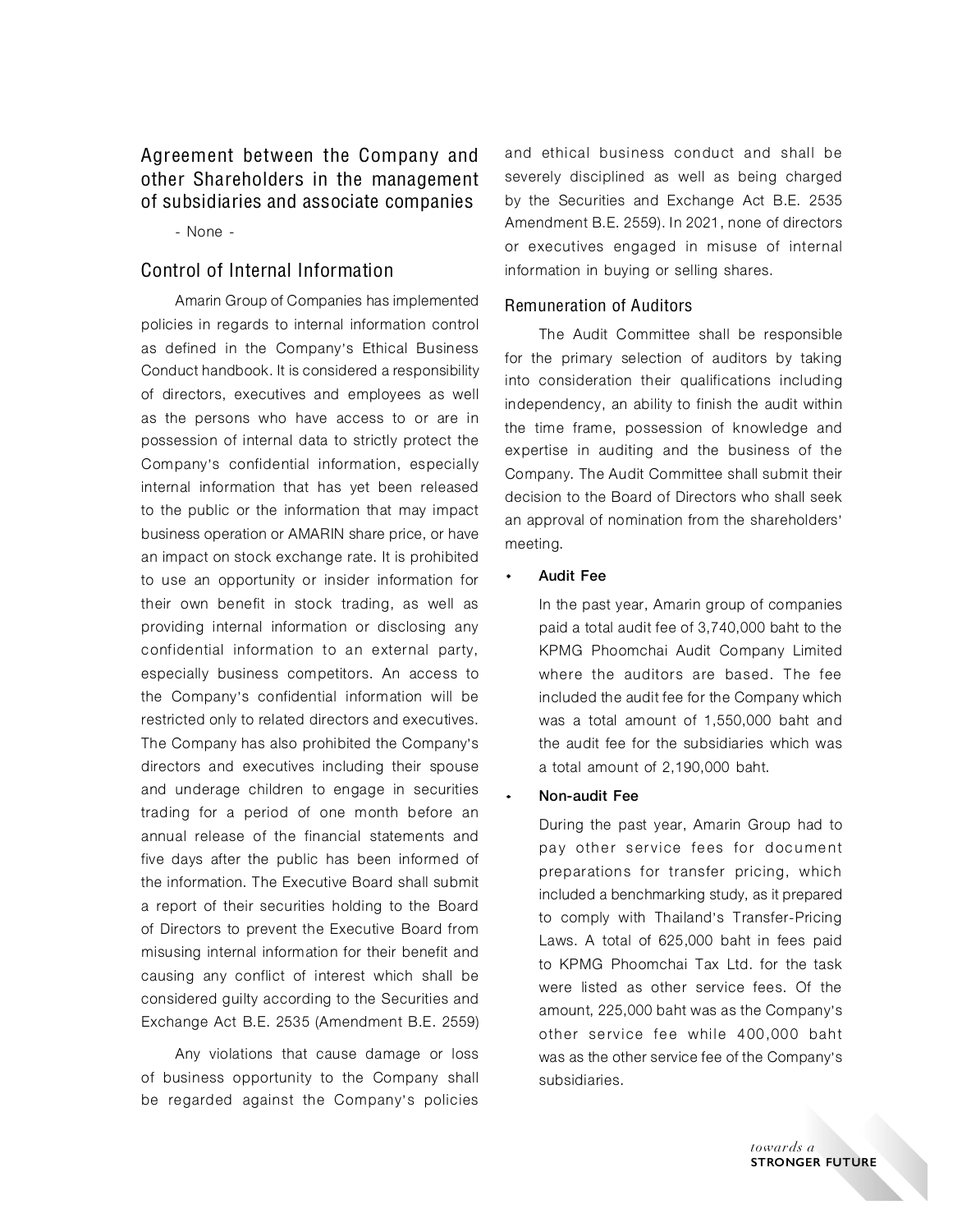## Agreement between the Company and other Shareholders in the management of subsidiaries and associate companies

- None -

## Control of Internal Information

Amarin Group of Companies has implemented policies in regards to internal information control as defined in the Company's Ethical Business Conduct handbook. It is considered a responsibility of directors, executives and employees as well as the persons who have access to or are in possession of internal data to strictly protect the Company's confidential information, especially internal information that has yet been released to the public or the information that may impact business operation or AMARIN share price, or have an impact on stock exchange rate. It is prohibited to use an opportunity or insider information for their own benefit in stock trading, as well as providing internal information or disclosing any confidential information to an external party, especially business competitors. An access to the Company's confidential information will be restricted only to related directors and executives. The Company has also prohibited the Company's directors and executives including their spouse and underage children to engage in securities trading for a period of one month before an annual release of the financial statements and five days after the public has been informed of the information. The Executive Board shall submit a report of their securities holding to the Board of Directors to prevent the Executive Board from misusing internal information for their benefit and causing any conflict of interest which shall be considered guilty according to the Securities and Exchange Act B.E. 2535 (Amendment B.E. 2559)

Any violations that cause damage or loss of business opportunity to the Company shall be regarded against the Company's policies and ethical business conduct and shall be severely disciplined as well as being charged by the Securities and Exchange Act B.E. 2535 Amendment B.E. 2559). In 2021, none of directors or executives engaged in misuse of internal information in buying or selling shares.

### Remuneration of Auditors

The Audit Committee shall be responsible for the primary selection of auditors by taking into consideration their qualifications including independency, an ability to finish the audit within the time frame, possession of knowledge and expertise in auditing and the business of the Company. The Audit Committee shall submit their decision to the Board of Directors who shall seek an approval of nomination from the shareholders' meeting.

- **Audit Fee**

  In the past year, Amarin group of companies paid a total audit fee of 3,740,000 baht to the KPMG Phoomchai Audit Company Limited where the auditors are based. The fee included the audit fee for the Company which was a total amount of 1,550,000 baht and the audit fee for the subsidiaries which was a total amount of 2,190,000 baht.

- **Non-audit Fee**

  During the past year, Amarin Group had to pay other service fees for document preparations for transfer pricing, which included a benchmarking study, as it prepared to comply with Thailand's Transfer-Pricing Laws. A total of 625,000 baht in fees paid to KPMG Phoomchai Tax Ltd. for the task were listed as other service fees. Of the amount, 225,000 baht was as the Company's other service fee while 400,000 baht was as the other service fee of the Company's subsidiaries.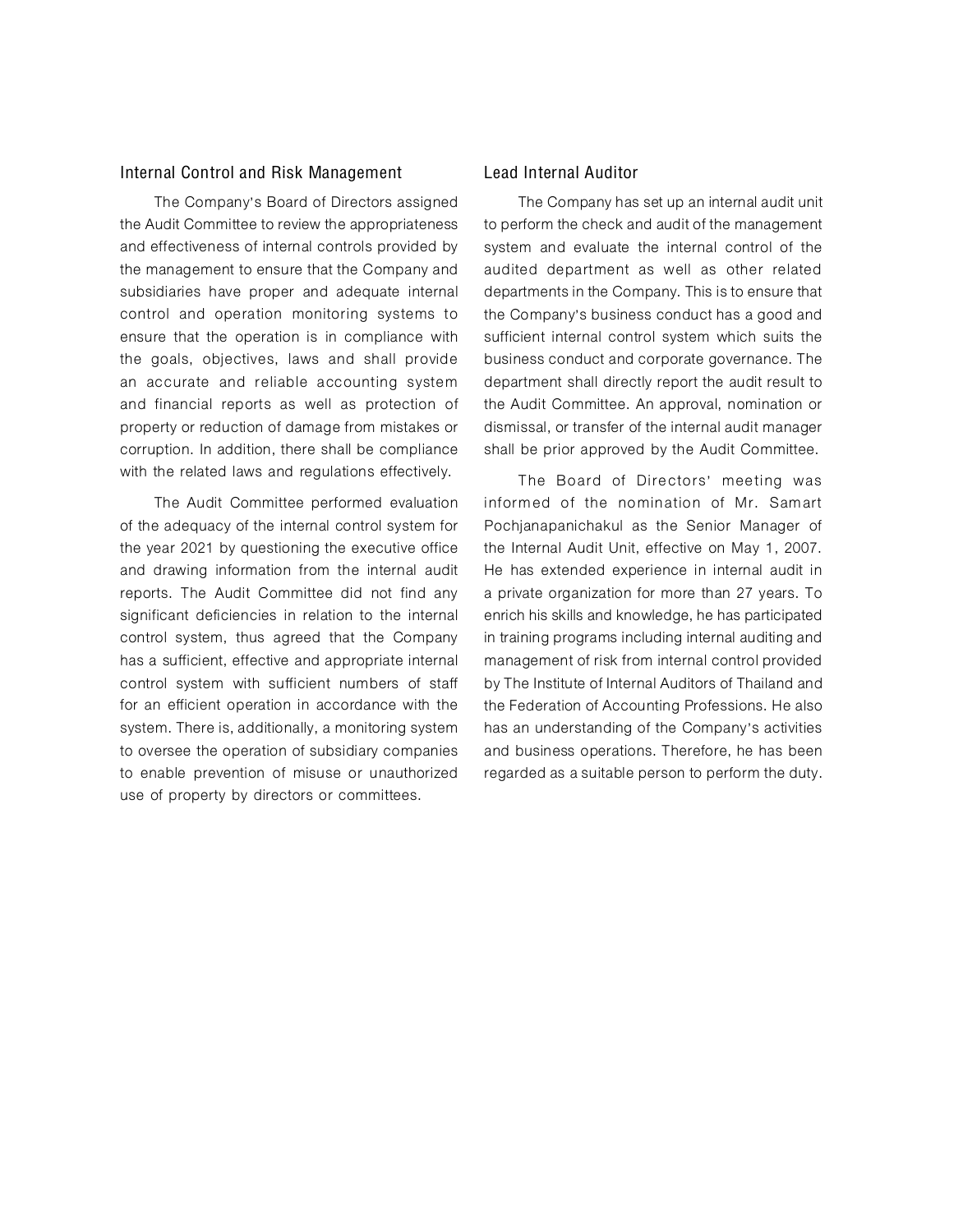## Internal Control and Risk Management

The Company's Board of Directors assigned the Audit Committee to review the appropriateness and effectiveness of internal controls provided by the management to ensure that the Company and subsidiaries have proper and adequate internal control and operation monitoring systems to ensure that the operation is in compliance with the goals, objectives, laws and shall provide an accurate and reliable accounting system and financial reports as well as protection of property or reduction of damage from mistakes or corruption. In addition, there shall be compliance with the related laws and regulations effectively.

The Audit Committee performed evaluation of the adequacy of the internal control system for the year 2021 by questioning the executive office and drawing information from the internal audit reports. The Audit Committee did not find any significant deficiencies in relation to the internal control system, thus agreed that the Company has a sufficient, effective and appropriate internal control system with sufficient numbers of staff for an efficient operation in accordance with the system. There is, additionally, a monitoring system to oversee the operation of subsidiary companies to enable prevention of misuse or unauthorized use of property by directors or committees.

## Lead Internal Auditor

The Company has set up an internal audit unit to perform the check and audit of the management system and evaluate the internal control of the audited department as well as other related departments in the Company. This is to ensure that the Company's business conduct has a good and sufficient internal control system which suits the business conduct and corporate governance. The department shall directly report the audit result to the Audit Committee. An approval, nomination or dismissal, or transfer of the internal audit manager shall be prior approved by the Audit Committee.

The Board of Directors' meeting was informed of the nomination of Mr. Samart Pochjanapanichakul as the Senior Manager of the Internal Audit Unit, effective on May 1, 2007. He has extended experience in internal audit in a private organization for more than 27 years. To enrich his skills and knowledge, he has participated in training programs including internal auditing and management of risk from internal control provided by The Institute of Internal Auditors of Thailand and the Federation of Accounting Professions. He also has an understanding of the Company's activities and business operations. Therefore, he has been regarded as a suitable person to perform the duty.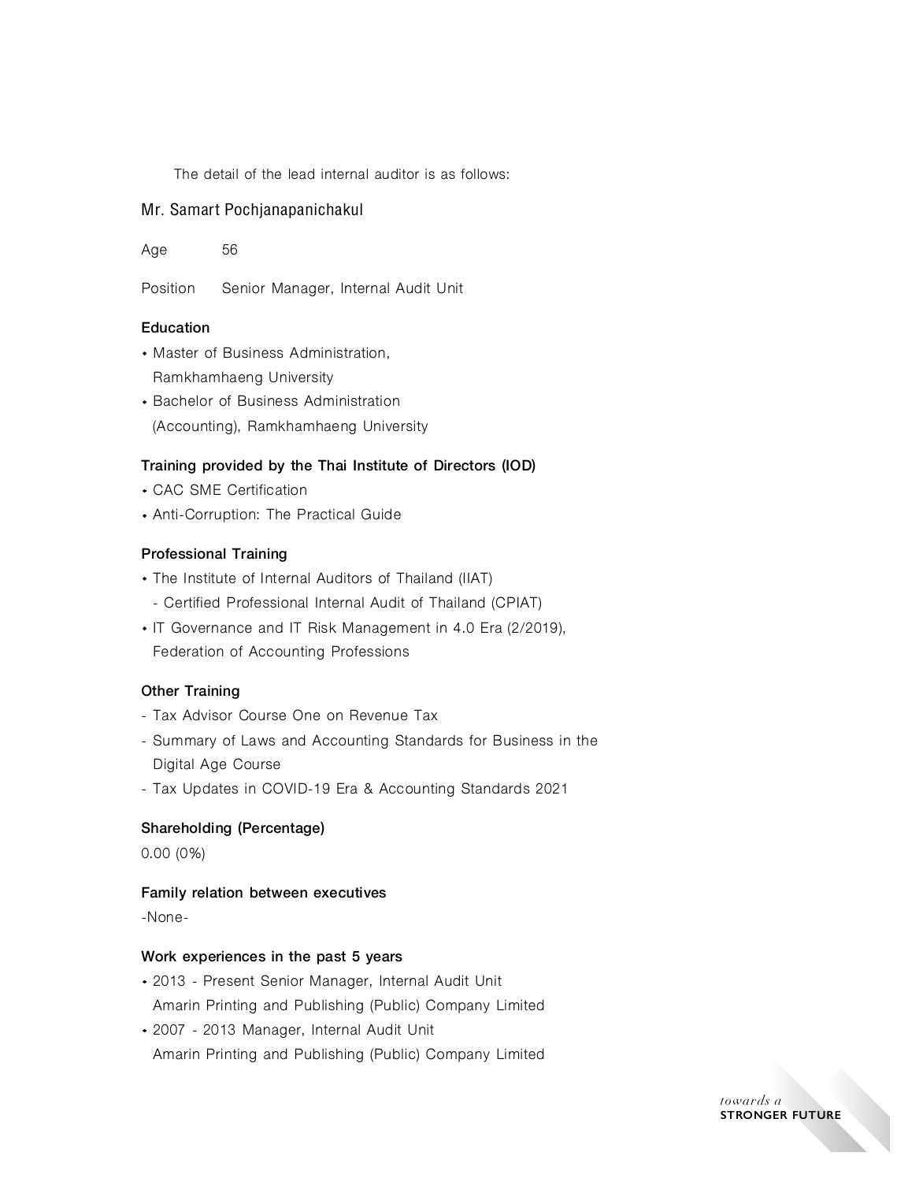The detail of the lead internal auditor is as follows:

## Mr. Samart Pochjanapanichakul

Age 56

Position Senior Manager, Internal Audit Unit

**Education**

- Master of Business Administration, Ramkhamhaeng University
- Bachelor of Business Administration (Accounting), Ramkhamhaeng University

**Training provided by the Thai Institute of Directors (IOD)**

- CAC SME Certification
- Anti-Corruption: The Practical Guide

**Professional Training**

- The Institute of Internal Auditors of Thailand (IIAT)
  - Certified Professional Internal Audit of Thailand (CPIAT)
- IT Governance and IT Risk Management in 4.0 Era (2/2019), Federation of Accounting Professions

**Other Training**

- Tax Advisor Course One on Revenue Tax
- Summary of Laws and Accounting Standards for Business in the Digital Age Course
- Tax Updates in COVID-19 Era & Accounting Standards 2021

**Shareholding (Percentage)**

0.00 (0%)

**Family relation between executives**

-None-

**Work experiences in the past 5 years**

- 2013 - Present Senior Manager, Internal Audit Unit
  Amarin Printing and Publishing (Public) Company Limited
- 2007 - 2013 Manager, Internal Audit Unit
  Amarin Printing and Publishing (Public) Company Limited